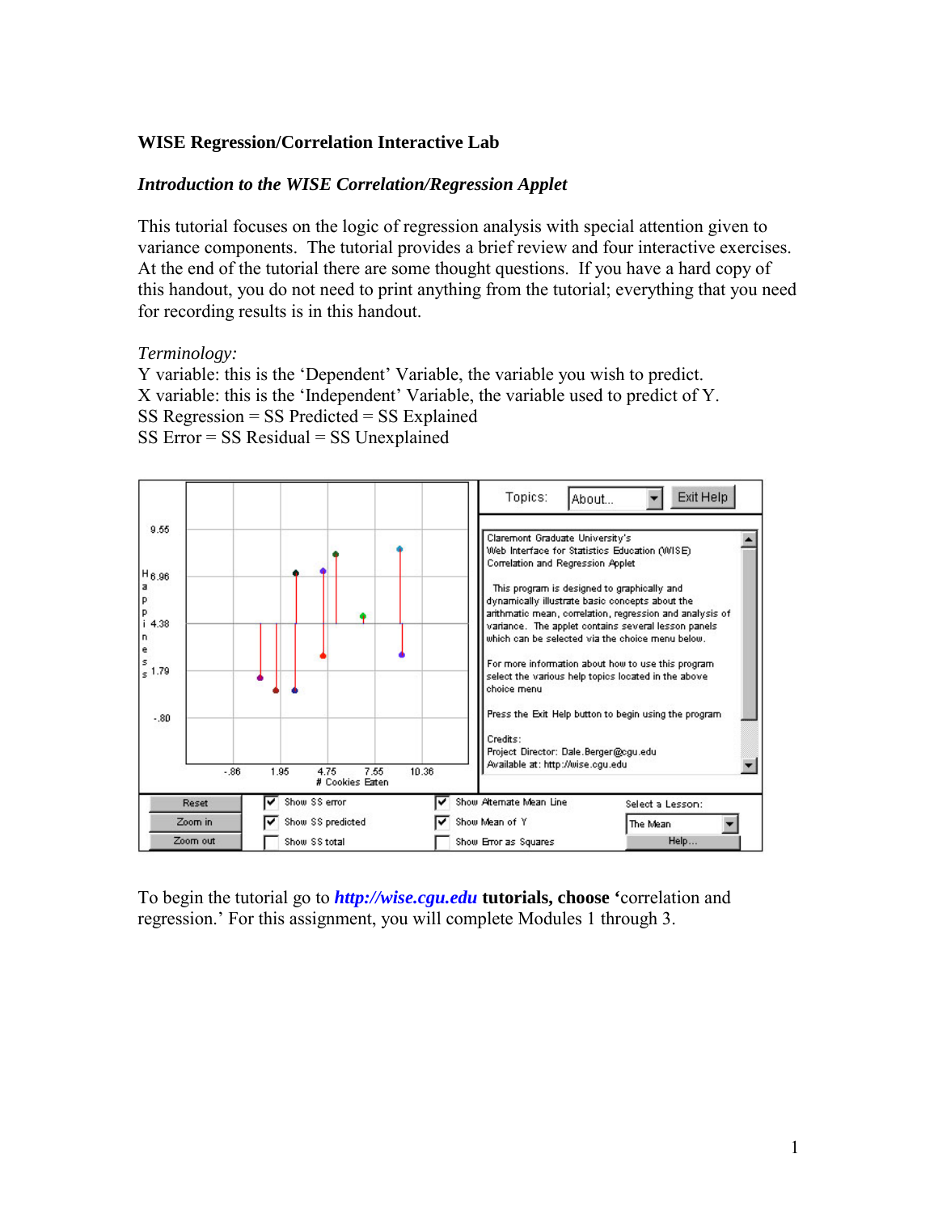**WISE Regression/Correlation Interactive Lab**

***Introduction to the WISE Correlation/Regression Applet***

This tutorial focuses on the logic of regression analysis with special attention given to variance components. The tutorial provides a brief review and four interactive exercises. At the end of the tutorial there are some thought questions. If you have a hard copy of this handout, you do not need to print anything from the tutorial; everything that you need for recording results is in this handout.

*Terminology:*
Y variable: this is the 'Dependent' Variable, the variable you wish to predict.
X variable: this is the 'Independent' Variable, the variable used to predict of Y.
SS Regression = SS Predicted = SS Explained
SS Error = SS Residual = SS Unexplained

To begin the tutorial go to ***http://wise.cgu.edu*** **tutorials, choose '**correlation and regression.' For this assignment, you will complete Modules 1 through 3.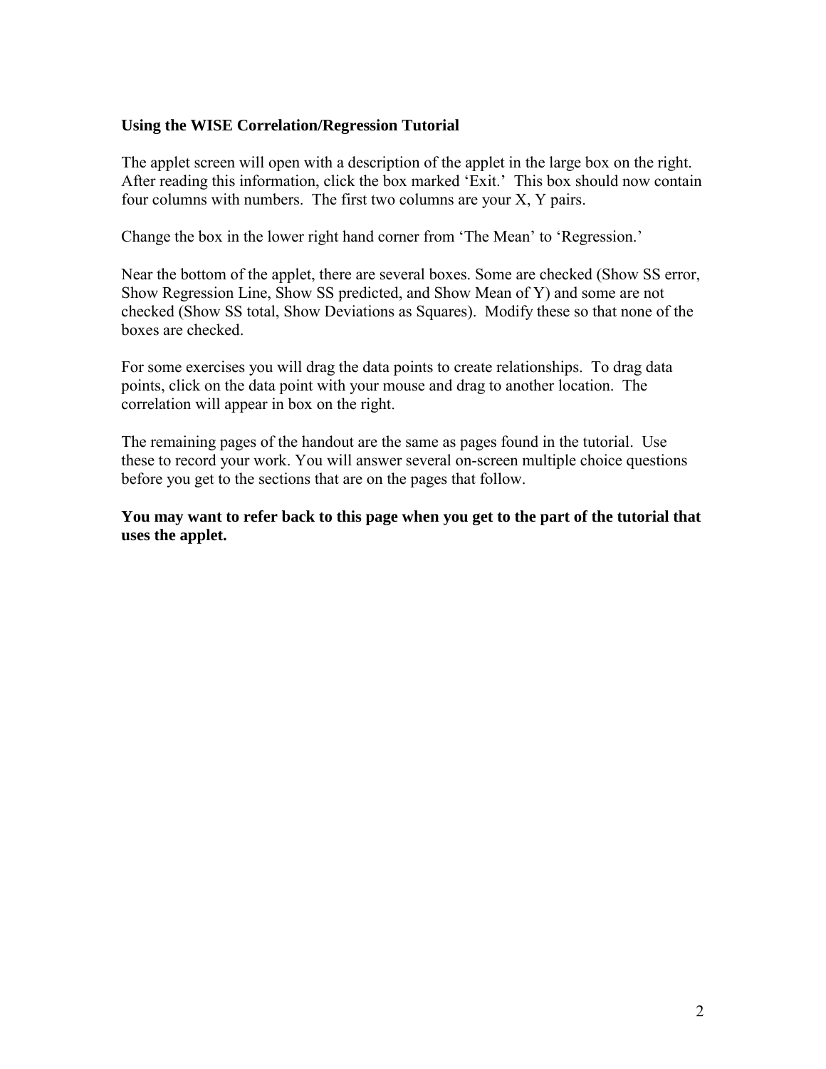**Using the WISE Correlation/Regression Tutorial**

The applet screen will open with a description of the applet in the large box on the right. After reading this information, click the box marked 'Exit.' This box should now contain four columns with numbers. The first two columns are your X, Y pairs.

Change the box in the lower right hand corner from 'The Mean' to 'Regression.'

Near the bottom of the applet, there are several boxes. Some are checked (Show SS error, Show Regression Line, Show SS predicted, and Show Mean of Y) and some are not checked (Show SS total, Show Deviations as Squares). Modify these so that none of the boxes are checked.

For some exercises you will drag the data points to create relationships. To drag data points, click on the data point with your mouse and drag to another location. The correlation will appear in box on the right.

The remaining pages of the handout are the same as pages found in the tutorial. Use these to record your work. You will answer several on-screen multiple choice questions before you get to the sections that are on the pages that follow.

**You may want to refer back to this page when you get to the part of the tutorial that uses the applet.**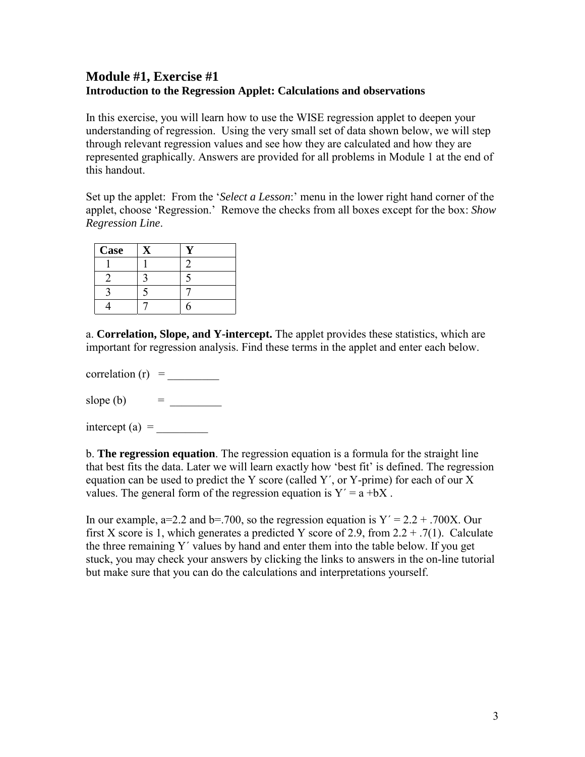## Module #1, Exercise #1
### Introduction to the Regression Applet: Calculations and observations

In this exercise, you will learn how to use the WISE regression applet to deepen your understanding of regression. Using the very small set of data shown below, we will step through relevant regression values and see how they are calculated and how they are represented graphically. Answers are provided for all problems in Module 1 at the end of this handout.

Set up the applet: From the '*Select a Lesson*:' menu in the lower right hand corner of the applet, choose 'Regression.' Remove the checks from all boxes except for the box: *Show Regression Line*.

| Case | X | Y |
|---|---|---|
| 1 | 1 | 2 |
| 2 | 3 | 5 |
| 3 | 5 | 7 |
| 4 | 7 | 6 |

a. **Correlation, Slope, and Y-intercept.** The applet provides these statistics, which are important for regression analysis. Find these terms in the applet and enter each below.

correlation (r) = _________

slope (b) = _________

intercept (a) = _________

b. **The regression equation**. The regression equation is a formula for the straight line that best fits the data. Later we will learn exactly how 'best fit' is defined. The regression equation can be used to predict the Y score (called Y′, or Y-prime) for each of our X values. The general form of the regression equation is $Y' = a + bX$ .

In our example, a=2.2 and b=.700, so the regression equation is $Y' = 2.2 + .700X$. Our first X score is 1, which generates a predicted Y score of 2.9, from $2.2 + .7(1)$. Calculate the three remaining Y′ values by hand and enter them into the table below. If you get stuck, you may check your answers by clicking the links to answers in the on-line tutorial but make sure that you can do the calculations and interpretations yourself.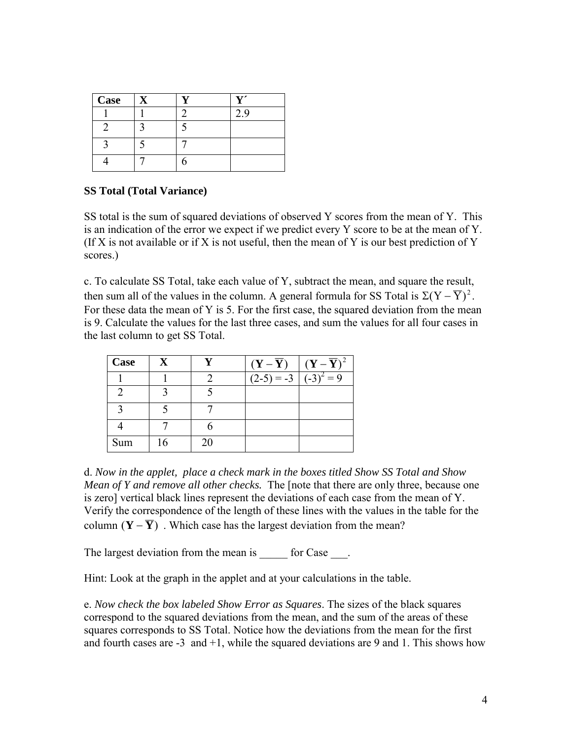| Case | X | Y | Y´ |
|---|---|---|---|
| 1 | 1 | 2 | 2.9 |
| 2 | 3 | 5 | |
| 3 | 5 | 7 | |
| 4 | 7 | 6 | |

**SS Total (Total Variance)**

SS total is the sum of squared deviations of observed Y scores from the mean of Y. This is an indication of the error we expect if we predict every Y score to be at the mean of Y. (If X is not available or if X is not useful, then the mean of Y is our best prediction of Y scores.)

c. To calculate SS Total, take each value of Y, subtract the mean, and square the result, then sum all of the values in the column. A general formula for SS Total is $\Sigma(\mathrm{Y}-\overline{\mathrm{Y}})^2$. For these data the mean of Y is 5. For the first case, the squared deviation from the mean is 9. Calculate the values for the last three cases, and sum the values for all four cases in the last column to get SS Total.

| Case | X | Y | $(\mathbf{Y}-\overline{\mathbf{Y}})$ | $(\mathbf{Y}-\overline{\mathbf{Y}})^2$ |
|---|---|---|---|---|
| 1 | 1 | 2 | (2-5) = -3 | $(-3)^2 = 9$ |
| 2 | 3 | 5 | | |
| 3 | 5 | 7 | | |
| 4 | 7 | 6 | | |
| Sum | 16 | 20 | | |

d. *Now in the applet, place a check mark in the boxes titled Show SS Total and Show Mean of Y and remove all other checks.* The [note that there are only three, because one is zero] vertical black lines represent the deviations of each case from the mean of Y. Verify the correspondence of the length of these lines with the values in the table for the column $(\mathbf{Y}-\overline{\mathbf{Y}})$ . Which case has the largest deviation from the mean?

The largest deviation from the mean is _____ for Case ___.

Hint: Look at the graph in the applet and at your calculations in the table.

e. *Now check the box labeled Show Error as Squares*. The sizes of the black squares correspond to the squared deviations from the mean, and the sum of the areas of these squares corresponds to SS Total. Notice how the deviations from the mean for the first and fourth cases are -3 and +1, while the squared deviations are 9 and 1. This shows how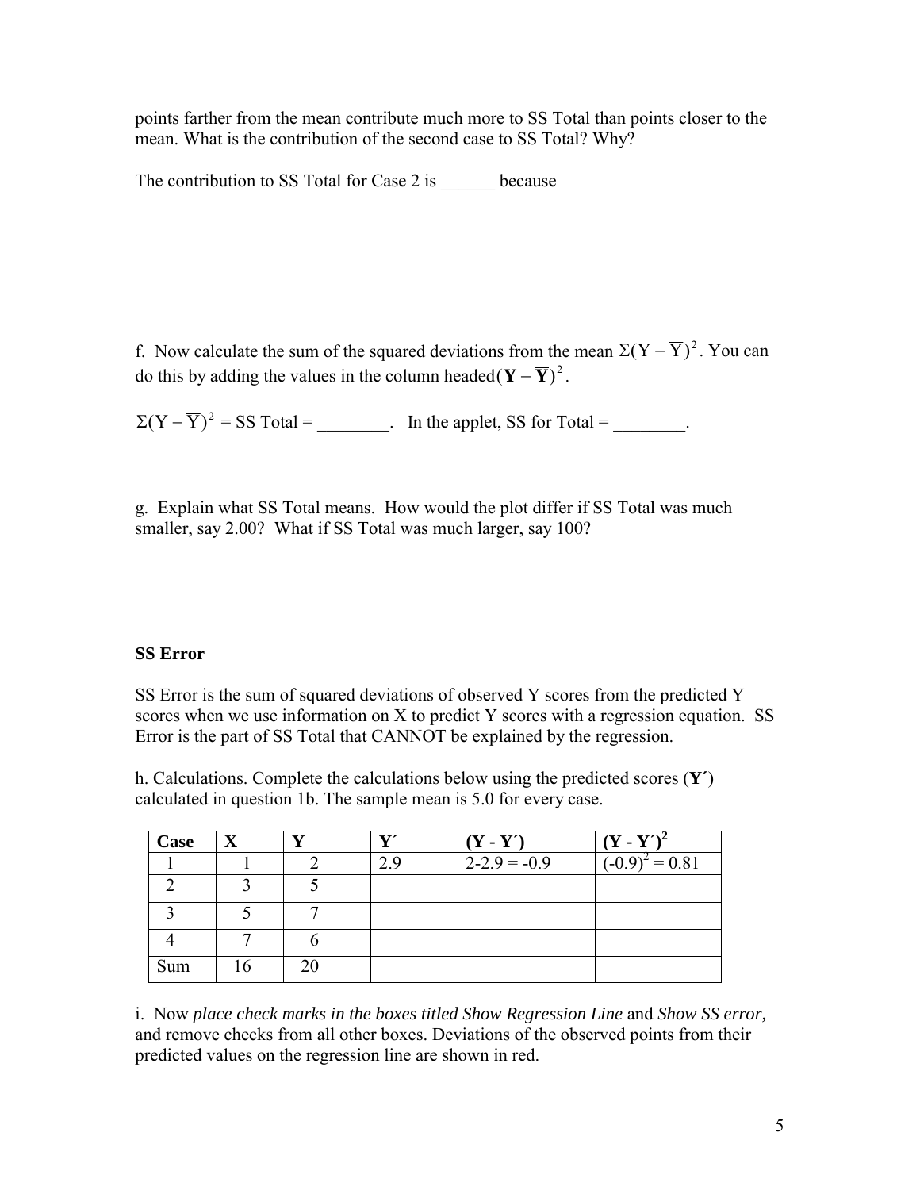points farther from the mean contribute much more to SS Total than points closer to the mean. What is the contribution of the second case to SS Total? Why?

The contribution to SS Total for Case 2 is ______ because

f. Now calculate the sum of the squared deviations from the mean $\Sigma(Y - \overline{Y})^2$. You can do this by adding the values in the column headed $(\mathbf{Y} - \overline{\mathbf{Y}})^2$.

$\Sigma(Y - \overline{Y})^2$ = SS Total = ________. In the applet, SS for Total = ________.

g. Explain what SS Total means. How would the plot differ if SS Total was much smaller, say 2.00? What if SS Total was much larger, say 100?

**SS Error**

SS Error is the sum of squared deviations of observed Y scores from the predicted Y scores when we use information on X to predict Y scores with a regression equation. SS Error is the part of SS Total that CANNOT be explained by the regression.

h. Calculations. Complete the calculations below using the predicted scores (**Y´**) calculated in question 1b. The sample mean is 5.0 for every case.

| Case | X | Y | Y´ | (Y - Y´) | (Y - Y´)$^2$ |
|---|---|---|---|---|---|
| 1 | 1 | 2 | 2.9 | 2-2.9 = -0.9 | $(-0.9)^2 = 0.81$ |
| 2 | 3 | 5 | | | |
| 3 | 5 | 7 | | | |
| 4 | 7 | 6 | | | |
| Sum | 16 | 20 | | | |

i. Now *place check marks in the boxes titled Show Regression Line* and *Show SS error,* and remove checks from all other boxes. Deviations of the observed points from their predicted values on the regression line are shown in red.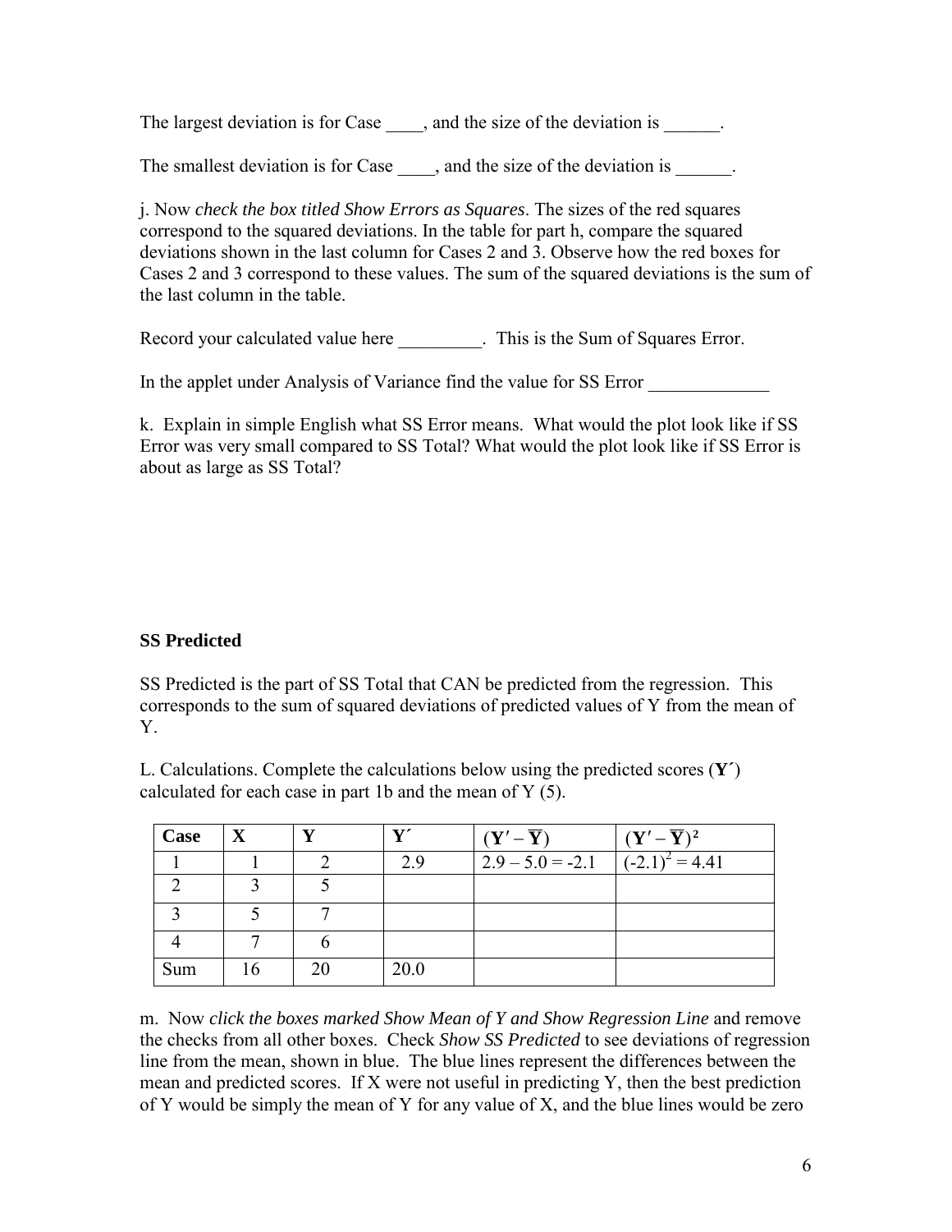The largest deviation is for Case ____, and the size of the deviation is ______.

The smallest deviation is for Case ____, and the size of the deviation is ______.

j. Now *check the box titled Show Errors as Squares*. The sizes of the red squares correspond to the squared deviations. In the table for part h, compare the squared deviations shown in the last column for Cases 2 and 3. Observe how the red boxes for Cases 2 and 3 correspond to these values. The sum of the squared deviations is the sum of the last column in the table.

Record your calculated value here _________. This is the Sum of Squares Error.

In the applet under Analysis of Variance find the value for SS Error _____________

k. Explain in simple English what SS Error means. What would the plot look like if SS Error was very small compared to SS Total? What would the plot look like if SS Error is about as large as SS Total?

**SS Predicted**

SS Predicted is the part of SS Total that CAN be predicted from the regression. This corresponds to the sum of squared deviations of predicted values of Y from the mean of Y.

L. Calculations. Complete the calculations below using the predicted scores (**Y´**) calculated for each case in part 1b and the mean of Y (5).

| Case | X | Y | Y´ | $(\mathbf{Y'} - \overline{\mathbf{Y}})$ | $(\mathbf{Y'} - \overline{\mathbf{Y}})^2$ |
|---|---|---|---|---|---|
| 1 | 1 | 2 | 2.9 | 2.9 – 5.0 = -2.1 | $(-2.1)^2 = 4.41$ |
| 2 | 3 | 5 | | | |
| 3 | 5 | 7 | | | |
| 4 | 7 | 6 | | | |
| Sum | 16 | 20 | 20.0 | | |

m. Now *click the boxes marked Show Mean of Y and Show Regression Line* and remove the checks from all other boxes. Check *Show SS Predicted* to see deviations of regression line from the mean, shown in blue. The blue lines represent the differences between the mean and predicted scores. If X were not useful in predicting Y, then the best prediction of Y would be simply the mean of Y for any value of X, and the blue lines would be zero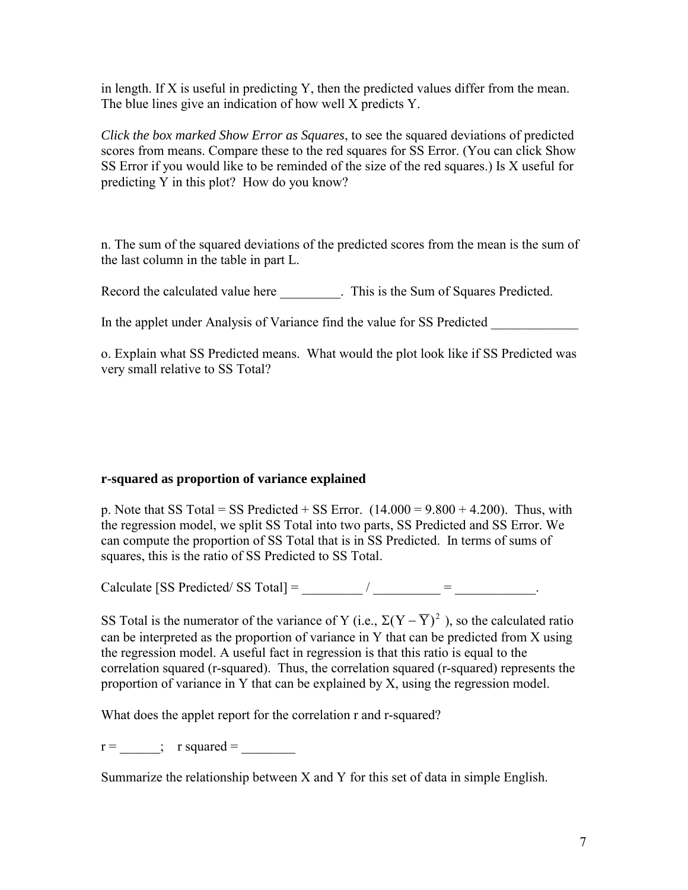in length. If X is useful in predicting Y, then the predicted values differ from the mean. The blue lines give an indication of how well X predicts Y.

*Click the box marked Show Error as Squares*, to see the squared deviations of predicted scores from means. Compare these to the red squares for SS Error. (You can click Show SS Error if you would like to be reminded of the size of the red squares.) Is X useful for predicting Y in this plot? How do you know?

n. The sum of the squared deviations of the predicted scores from the mean is the sum of the last column in the table in part L.

Record the calculated value here _________. This is the Sum of Squares Predicted.

In the applet under Analysis of Variance find the value for SS Predicted _____________

o. Explain what SS Predicted means. What would the plot look like if SS Predicted was very small relative to SS Total?

**r-squared as proportion of variance explained**

p. Note that SS Total = SS Predicted + SS Error. (14.000 = 9.800 + 4.200). Thus, with the regression model, we split SS Total into two parts, SS Predicted and SS Error. We can compute the proportion of SS Total that is in SS Predicted. In terms of sums of squares, this is the ratio of SS Predicted to SS Total.

Calculate [SS Predicted/ SS Total] = _________ / __________ = ____________.

SS Total is the numerator of the variance of Y (i.e., $\Sigma(Y - \overline{Y})^2$ ), so the calculated ratio can be interpreted as the proportion of variance in Y that can be predicted from X using the regression model. A useful fact in regression is that this ratio is equal to the correlation squared (r-squared). Thus, the correlation squared (r-squared) represents the proportion of variance in Y that can be explained by X, using the regression model.

What does the applet report for the correlation r and r-squared?

r = ______; r squared = ________

Summarize the relationship between X and Y for this set of data in simple English.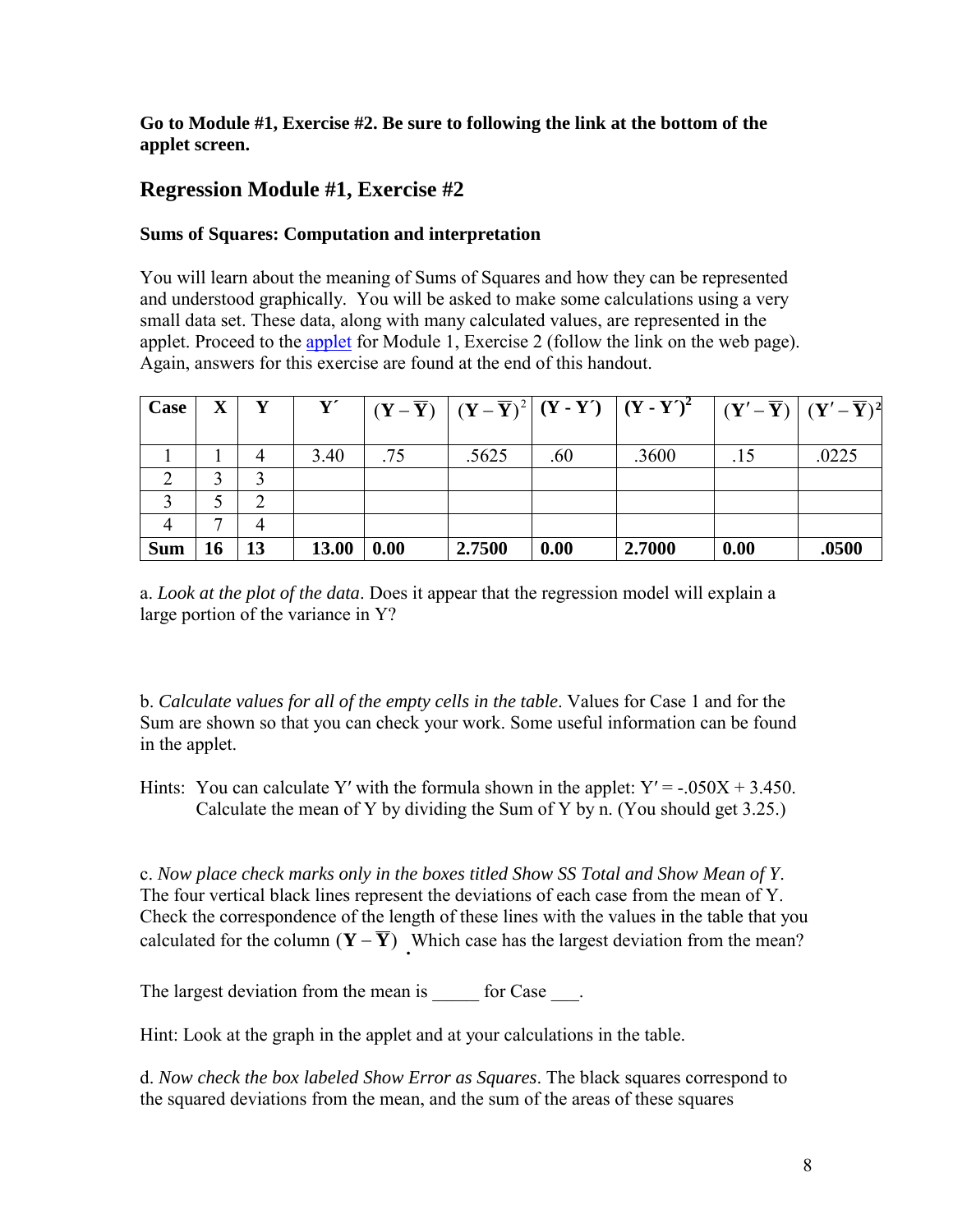**Go to Module #1, Exercise #2. Be sure to following the link at the bottom of the applet screen.**

## Regression Module #1, Exercise #2

### Sums of Squares: Computation and interpretation

You will learn about the meaning of Sums of Squares and how they can be represented and understood graphically. You will be asked to make some calculations using a very small data set. These data, along with many calculated values, are represented in the applet. Proceed to the applet for Module 1, Exercise 2 (follow the link on the web page). Again, answers for this exercise are found at the end of this handout.

| Case | X | Y | Y′ | $(\mathbf{Y}-\overline{\mathbf{Y}})$ | $(\mathbf{Y}-\overline{\mathbf{Y}})^2$ | (Y - Y′) | (Y - Y′)$^2$ | $(\mathbf{Y}'-\overline{\mathbf{Y}})$ | $(\mathbf{Y}'-\overline{\mathbf{Y}})^2$ |
|---|---|---|---|---|---|---|---|---|---|
| 1 | 1 | 4 | 3.40 | .75 | .5625 | .60 | .3600 | .15 | .0225 |
| 2 | 3 | 3 | | | | | | | |
| 3 | 5 | 2 | | | | | | | |
| 4 | 7 | 4 | | | | | | | |
| **Sum** | **16** | **13** | **13.00** | **0.00** | **2.7500** | **0.00** | **2.7000** | **0.00** | **.0500** |

a. *Look at the plot of the data*. Does it appear that the regression model will explain a large portion of the variance in Y?

b. *Calculate values for all of the empty cells in the table*. Values for Case 1 and for the Sum are shown so that you can check your work. Some useful information can be found in the applet.

Hints: You can calculate Y′ with the formula shown in the applet: $Y' = -.050X + 3.450$. Calculate the mean of Y by dividing the Sum of Y by n. (You should get 3.25.)

c. *Now place check marks only in the boxes titled Show SS Total and Show Mean of Y*. The four vertical black lines represent the deviations of each case from the mean of Y. Check the correspondence of the length of these lines with the values in the table that you calculated for the column $(\mathbf{Y}-\overline{\mathbf{Y}})$. Which case has the largest deviation from the mean?

The largest deviation from the mean is _____ for Case ___.

Hint: Look at the graph in the applet and at your calculations in the table.

d. *Now check the box labeled Show Error as Squares*. The black squares correspond to the squared deviations from the mean, and the sum of the areas of these squares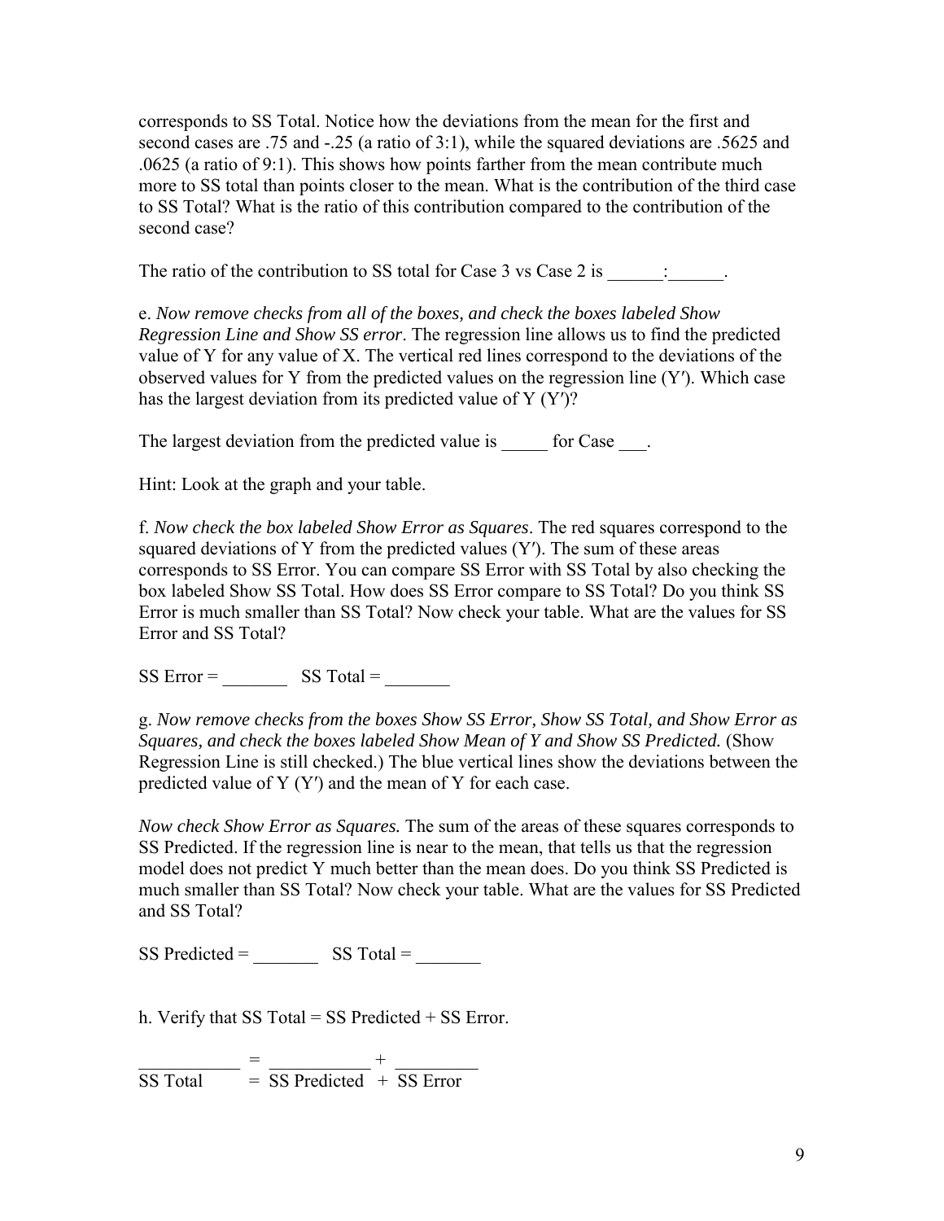corresponds to SS Total. Notice how the deviations from the mean for the first and second cases are .75 and -.25 (a ratio of 3:1), while the squared deviations are .5625 and .0625 (a ratio of 9:1). This shows how points farther from the mean contribute much more to SS total than points closer to the mean. What is the contribution of the third case to SS Total? What is the ratio of this contribution compared to the contribution of the second case?

The ratio of the contribution to SS total for Case 3 vs Case 2 is ______:______.

e. *Now remove checks from all of the boxes, and check the boxes labeled Show Regression Line and Show SS error*. The regression line allows us to find the predicted value of Y for any value of X. The vertical red lines correspond to the deviations of the observed values for Y from the predicted values on the regression line (Y′). Which case has the largest deviation from its predicted value of Y (Y′)?

The largest deviation from the predicted value is _____ for Case ___.

Hint: Look at the graph and your table.

f. *Now check the box labeled Show Error as Squares*. The red squares correspond to the squared deviations of Y from the predicted values (Y′). The sum of these areas corresponds to SS Error. You can compare SS Error with SS Total by also checking the box labeled Show SS Total. How does SS Error compare to SS Total? Do you think SS Error is much smaller than SS Total? Now check your table. What are the values for SS Error and SS Total?

SS Error = _______ SS Total = _______

g. *Now remove checks from the boxes Show SS Error, Show SS Total, and Show Error as Squares, and check the boxes labeled Show Mean of Y and Show SS Predicted.* (Show Regression Line is still checked.) The blue vertical lines show the deviations between the predicted value of Y (Y′) and the mean of Y for each case.

*Now check Show Error as Squares.* The sum of the areas of these squares corresponds to SS Predicted. If the regression line is near to the mean, that tells us that the regression model does not predict Y much better than the mean does. Do you think SS Predicted is much smaller than SS Total? Now check your table. What are the values for SS Predicted and SS Total?

SS Predicted = _______ SS Total = _______

h. Verify that SS Total = SS Predicted + SS Error.

___________ = ___________ + _________

SS Total = SS Predicted + SS Error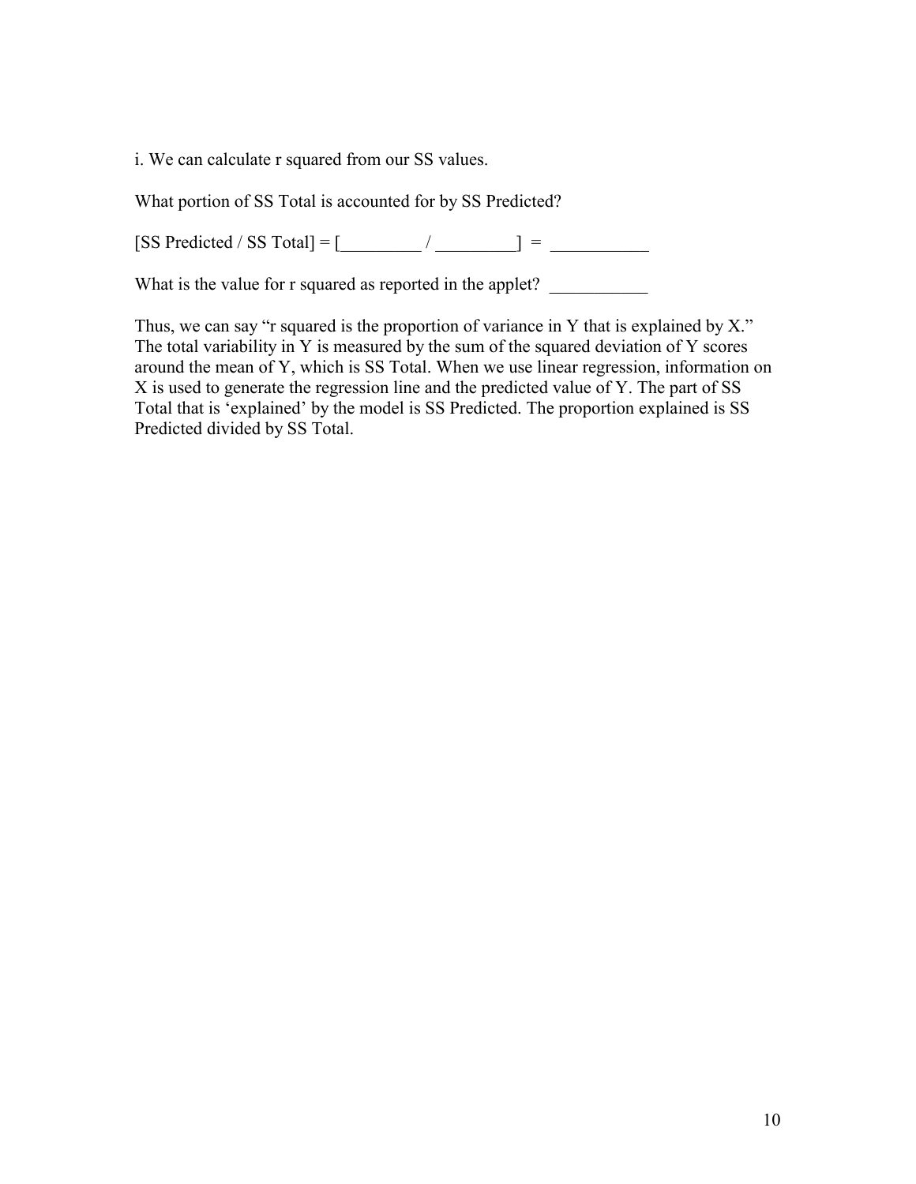i. We can calculate r squared from our SS values.

What portion of SS Total is accounted for by SS Predicted?

[SS Predicted / SS Total] = [_________ / _________] = ___________

What is the value for r squared as reported in the applet? ___________

Thus, we can say "r squared is the proportion of variance in Y that is explained by X." The total variability in Y is measured by the sum of the squared deviation of Y scores around the mean of Y, which is SS Total. When we use linear regression, information on X is used to generate the regression line and the predicted value of Y. The part of SS Total that is 'explained' by the model is SS Predicted. The proportion explained is SS Predicted divided by SS Total.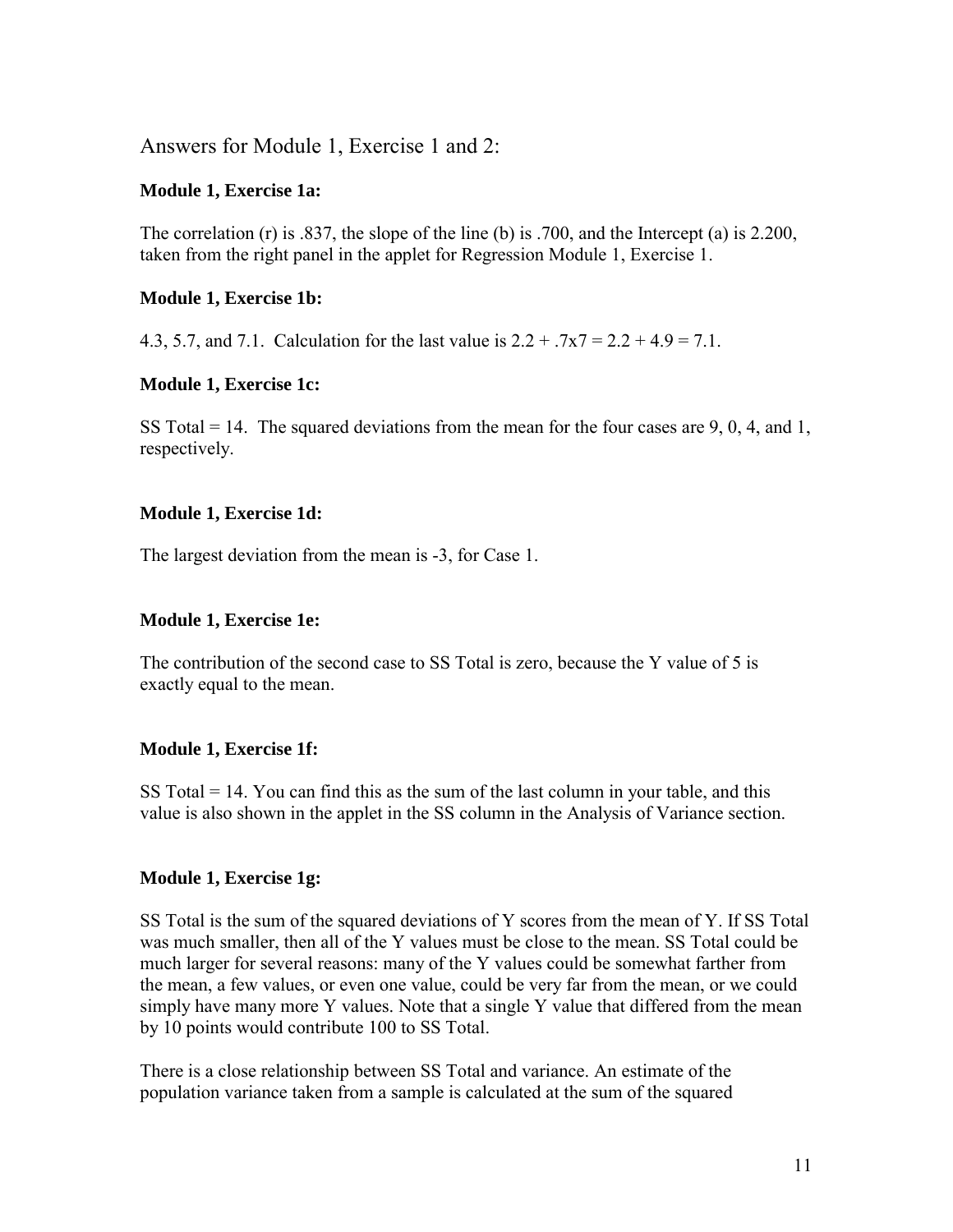## Answers for Module 1, Exercise 1 and 2:

### Module 1, Exercise 1a:

The correlation (r) is .837, the slope of the line (b) is .700, and the Intercept (a) is 2.200, taken from the right panel in the applet for Regression Module 1, Exercise 1.

### Module 1, Exercise 1b:

4.3, 5.7, and 7.1. Calculation for the last value is $2.2 + .7 \times 7 = 2.2 + 4.9 = 7.1$.

### Module 1, Exercise 1c:

SS Total = 14. The squared deviations from the mean for the four cases are 9, 0, 4, and 1, respectively.

### Module 1, Exercise 1d:

The largest deviation from the mean is -3, for Case 1.

### Module 1, Exercise 1e:

The contribution of the second case to SS Total is zero, because the Y value of 5 is exactly equal to the mean.

### Module 1, Exercise 1f:

SS Total = 14. You can find this as the sum of the last column in your table, and this value is also shown in the applet in the SS column in the Analysis of Variance section.

### Module 1, Exercise 1g:

SS Total is the sum of the squared deviations of Y scores from the mean of Y. If SS Total was much smaller, then all of the Y values must be close to the mean. SS Total could be much larger for several reasons: many of the Y values could be somewhat farther from the mean, a few values, or even one value, could be very far from the mean, or we could simply have many more Y values. Note that a single Y value that differed from the mean by 10 points would contribute 100 to SS Total.

There is a close relationship between SS Total and variance. An estimate of the population variance taken from a sample is calculated at the sum of the squared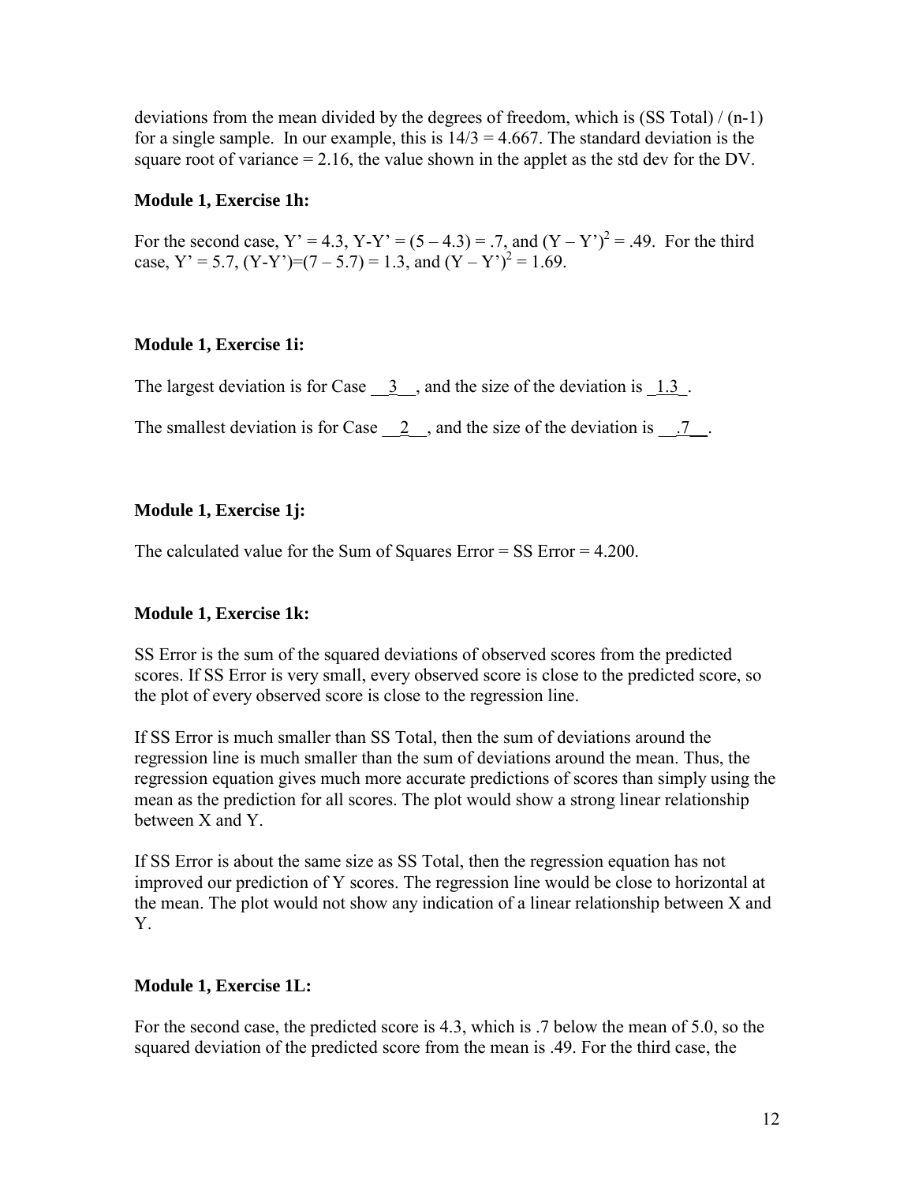deviations from the mean divided by the degrees of freedom, which is (SS Total) / (n-1) for a single sample. In our example, this is 14/3 = 4.667. The standard deviation is the square root of variance = 2.16, the value shown in the applet as the std dev for the DV.

**Module 1, Exercise 1h:**

For the second case, Y' = 4.3, Y-Y' = (5 – 4.3) = .7, and $(Y – Y')^2$ = .49. For the third case, Y' = 5.7, (Y-Y')=(7 – 5.7) = 1.3, and $(Y – Y')^2$ = 1.69.

**Module 1, Exercise 1i:**

The largest deviation is for Case __3__, and the size of the deviation is _1.3_.

The smallest deviation is for Case __2__, and the size of the deviation is __.7__.

**Module 1, Exercise 1j:**

The calculated value for the Sum of Squares Error = SS Error = 4.200.

**Module 1, Exercise 1k:**

SS Error is the sum of the squared deviations of observed scores from the predicted scores. If SS Error is very small, every observed score is close to the predicted score, so the plot of every observed score is close to the regression line.

If SS Error is much smaller than SS Total, then the sum of deviations around the regression line is much smaller than the sum of deviations around the mean. Thus, the regression equation gives much more accurate predictions of scores than simply using the mean as the prediction for all scores. The plot would show a strong linear relationship between X and Y.

If SS Error is about the same size as SS Total, then the regression equation has not improved our prediction of Y scores. The regression line would be close to horizontal at the mean. The plot would not show any indication of a linear relationship between X and Y.

**Module 1, Exercise 1L:**

For the second case, the predicted score is 4.3, which is .7 below the mean of 5.0, so the squared deviation of the predicted score from the mean is .49. For the third case, the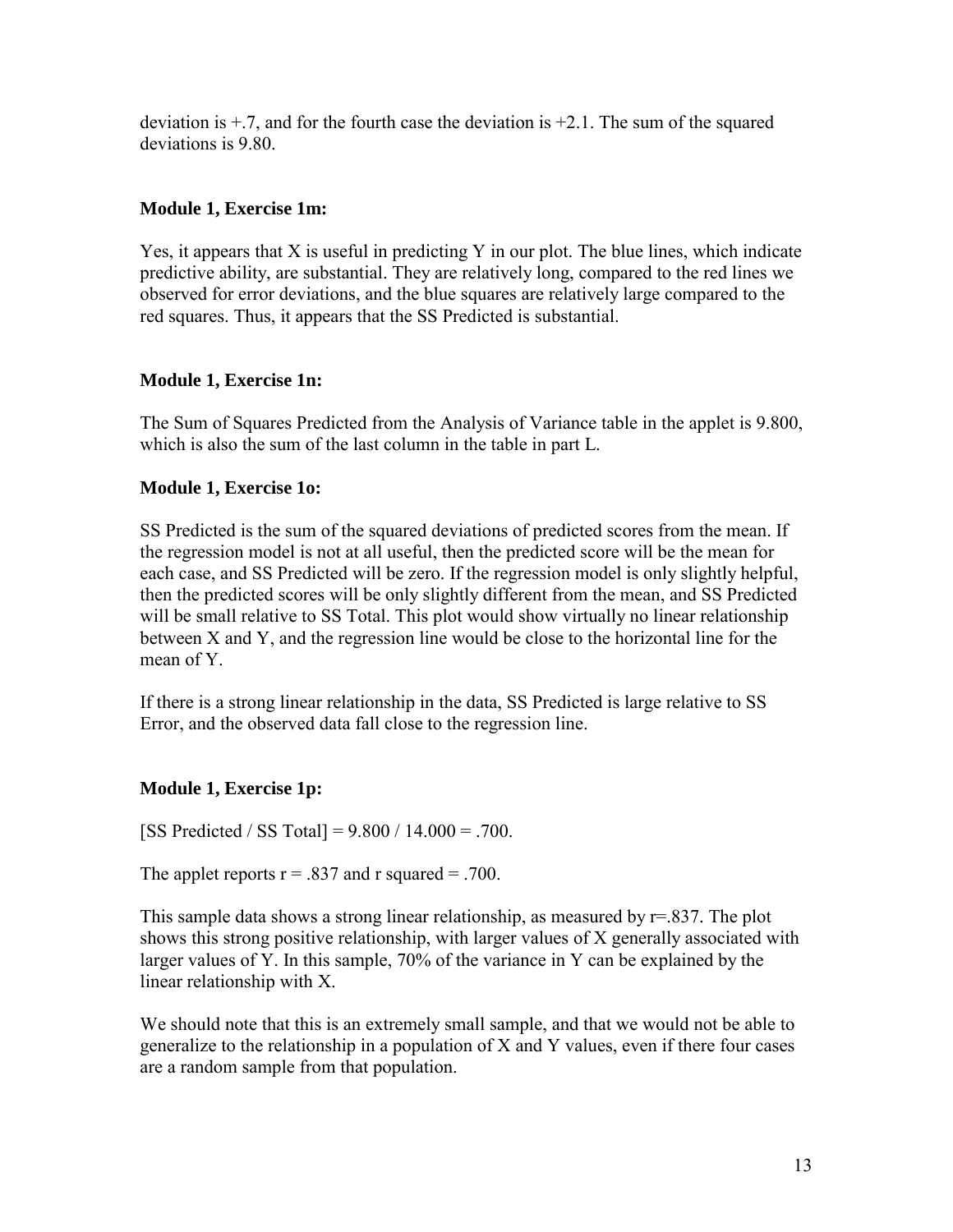deviation is +.7, and for the fourth case the deviation is +2.1. The sum of the squared deviations is 9.80.

**Module 1, Exercise 1m:**

Yes, it appears that X is useful in predicting Y in our plot. The blue lines, which indicate predictive ability, are substantial. They are relatively long, compared to the red lines we observed for error deviations, and the blue squares are relatively large compared to the red squares. Thus, it appears that the SS Predicted is substantial.

**Module 1, Exercise 1n:**

The Sum of Squares Predicted from the Analysis of Variance table in the applet is 9.800, which is also the sum of the last column in the table in part L.

**Module 1, Exercise 1o:**

SS Predicted is the sum of the squared deviations of predicted scores from the mean. If the regression model is not at all useful, then the predicted score will be the mean for each case, and SS Predicted will be zero. If the regression model is only slightly helpful, then the predicted scores will be only slightly different from the mean, and SS Predicted will be small relative to SS Total. This plot would show virtually no linear relationship between X and Y, and the regression line would be close to the horizontal line for the mean of Y.

If there is a strong linear relationship in the data, SS Predicted is large relative to SS Error, and the observed data fall close to the regression line.

**Module 1, Exercise 1p:**

[SS Predicted / SS Total] = 9.800 / 14.000 = .700.

The applet reports $r = .837$ and r squared = .700.

This sample data shows a strong linear relationship, as measured by $r=.837$. The plot shows this strong positive relationship, with larger values of X generally associated with larger values of Y. In this sample, 70% of the variance in Y can be explained by the linear relationship with X.

We should note that this is an extremely small sample, and that we would not be able to generalize to the relationship in a population of X and Y values, even if there four cases are a random sample from that population.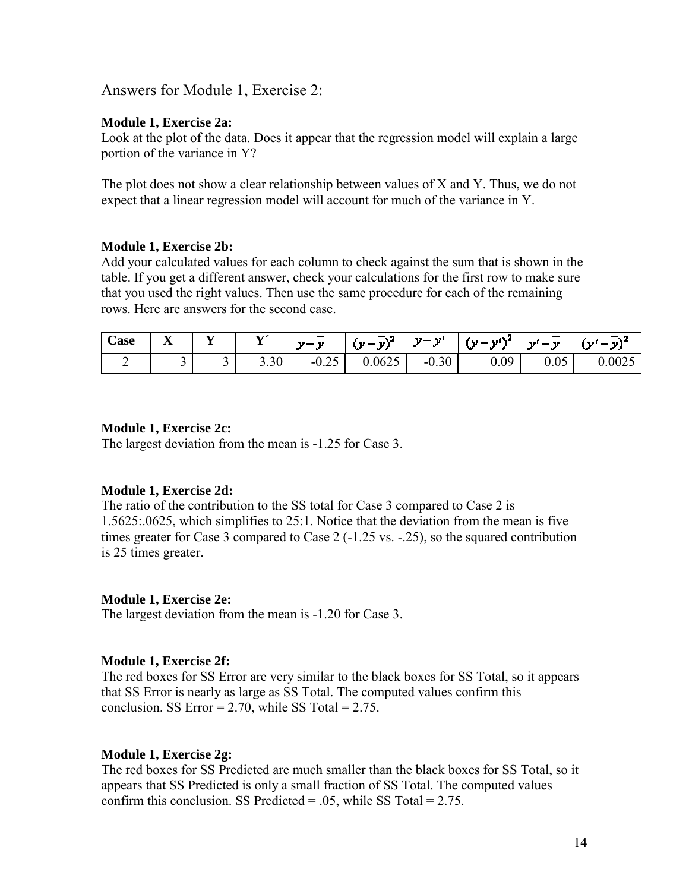Answers for Module 1, Exercise 2:

**Module 1, Exercise 2a:**
Look at the plot of the data. Does it appear that the regression model will explain a large portion of the variance in Y?

The plot does not show a clear relationship between values of X and Y. Thus, we do not expect that a linear regression model will account for much of the variance in Y.

**Module 1, Exercise 2b:**
Add your calculated values for each column to check against the sum that is shown in the table. If you get a different answer, check your calculations for the first row to make sure that you used the right values. Then use the same procedure for each of the remaining rows. Here are answers for the second case.

| Case | X | Y | Y´ | $y-\bar{y}$ | $(y-\bar{y})^2$ | $y-y'$ | $(y-y')^2$ | $y'-\bar{y}$ | $(y'-\bar{y})^2$ |
|---|---|---|---|---|---|---|---|---|---|
| 2 | 3 | 3 | 3.30 | -0.25 | 0.0625 | -0.30 | 0.09 | 0.05 | 0.0025 |

**Module 1, Exercise 2c:**
The largest deviation from the mean is -1.25 for Case 3.

**Module 1, Exercise 2d:**
The ratio of the contribution to the SS total for Case 3 compared to Case 2 is 1.5625:.0625, which simplifies to 25:1. Notice that the deviation from the mean is five times greater for Case 3 compared to Case 2 (-1.25 vs. -.25), so the squared contribution is 25 times greater.

**Module 1, Exercise 2e:**
The largest deviation from the mean is -1.20 for Case 3.

**Module 1, Exercise 2f:**
The red boxes for SS Error are very similar to the black boxes for SS Total, so it appears that SS Error is nearly as large as SS Total. The computed values confirm this conclusion. SS Error = 2.70, while SS Total = 2.75.

**Module 1, Exercise 2g:**
The red boxes for SS Predicted are much smaller than the black boxes for SS Total, so it appears that SS Predicted is only a small fraction of SS Total. The computed values confirm this conclusion. SS Predicted = .05, while SS Total = 2.75.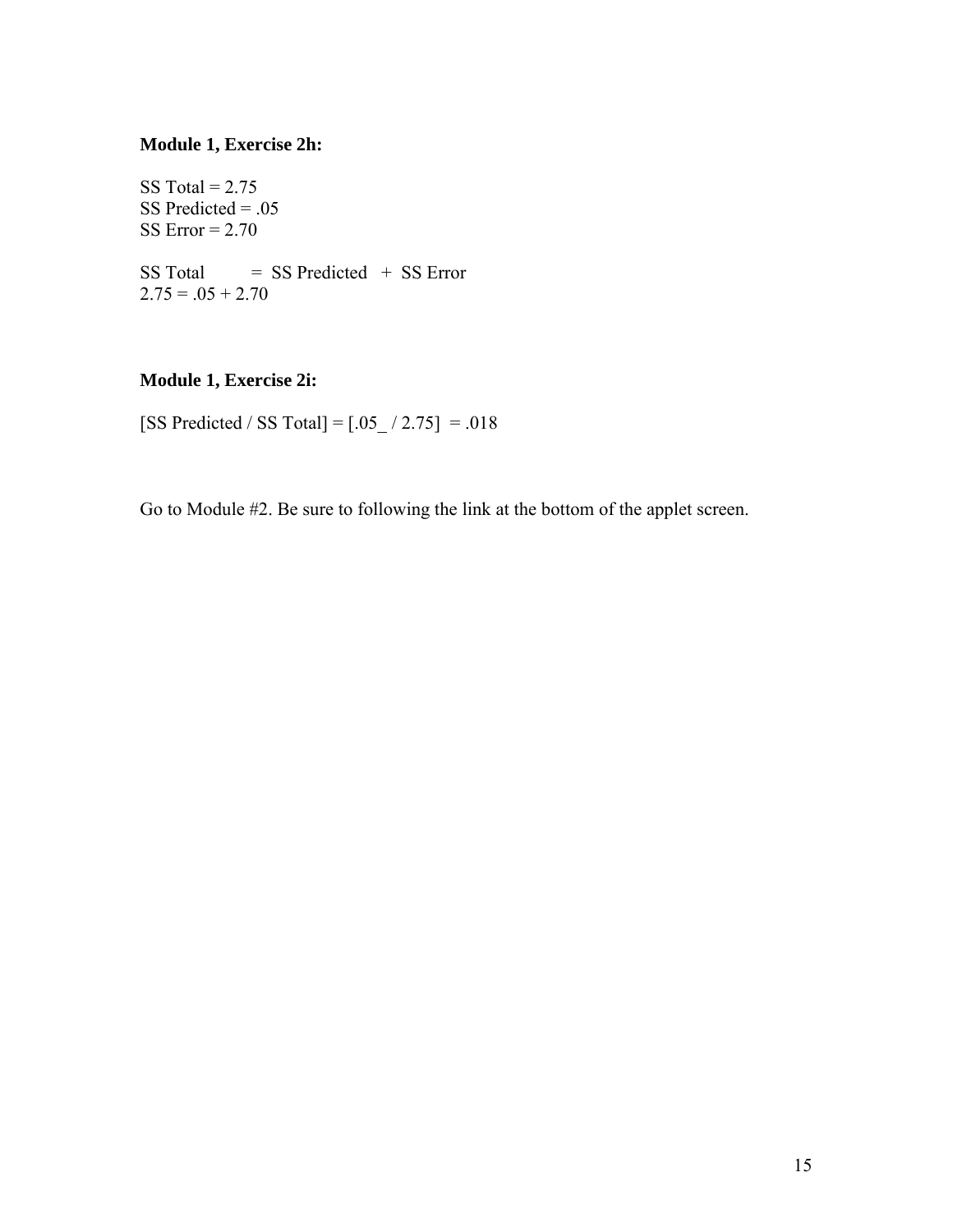**Module 1, Exercise 2h:**

SS Total = 2.75
SS Predicted = .05
SS Error = 2.70

SS Total = SS Predicted + SS Error
2.75 = .05 + 2.70

**Module 1, Exercise 2i:**

[SS Predicted / SS Total] = [.05_ / 2.75] = .018

Go to Module #2. Be sure to following the link at the bottom of the applet screen.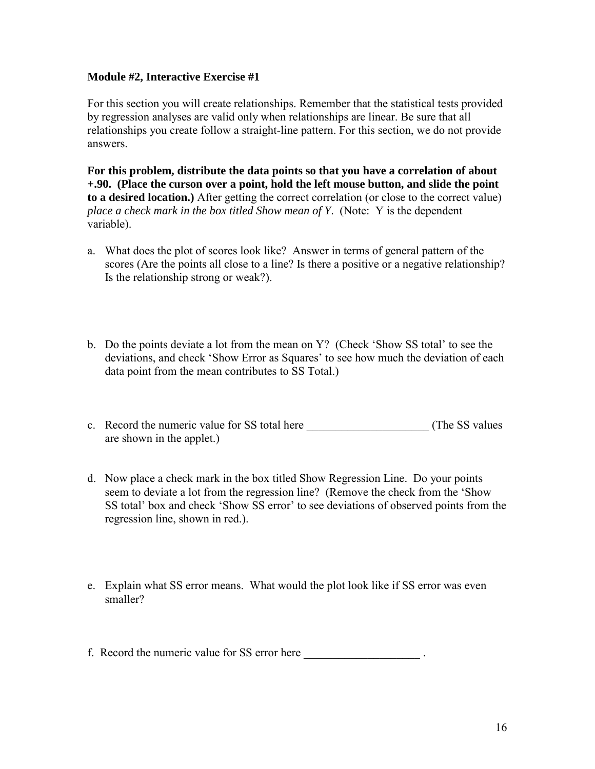**Module #2, Interactive Exercise #1**

For this section you will create relationships. Remember that the statistical tests provided by regression analyses are valid only when relationships are linear. Be sure that all relationships you create follow a straight-line pattern. For this section, we do not provide answers.

**For this problem, distribute the data points so that you have a correlation of about +.90. (Place the curson over a point, hold the left mouse button, and slide the point to a desired location.)** After getting the correct correlation (or close to the correct value) *place a check mark in the box titled Show mean of Y.* (Note: Y is the dependent variable).

a. What does the plot of scores look like? Answer in terms of general pattern of the scores (Are the points all close to a line? Is there a positive or a negative relationship? Is the relationship strong or weak?).

b. Do the points deviate a lot from the mean on Y? (Check 'Show SS total' to see the deviations, and check 'Show Error as Squares' to see how much the deviation of each data point from the mean contributes to SS Total.)

c. Record the numeric value for SS total here _____________________ (The SS values are shown in the applet.)

d. Now place a check mark in the box titled Show Regression Line. Do your points seem to deviate a lot from the regression line? (Remove the check from the 'Show SS total' box and check 'Show SS error' to see deviations of observed points from the regression line, shown in red.).

e. Explain what SS error means. What would the plot look like if SS error was even smaller?

f. Record the numeric value for SS error here ____________________ .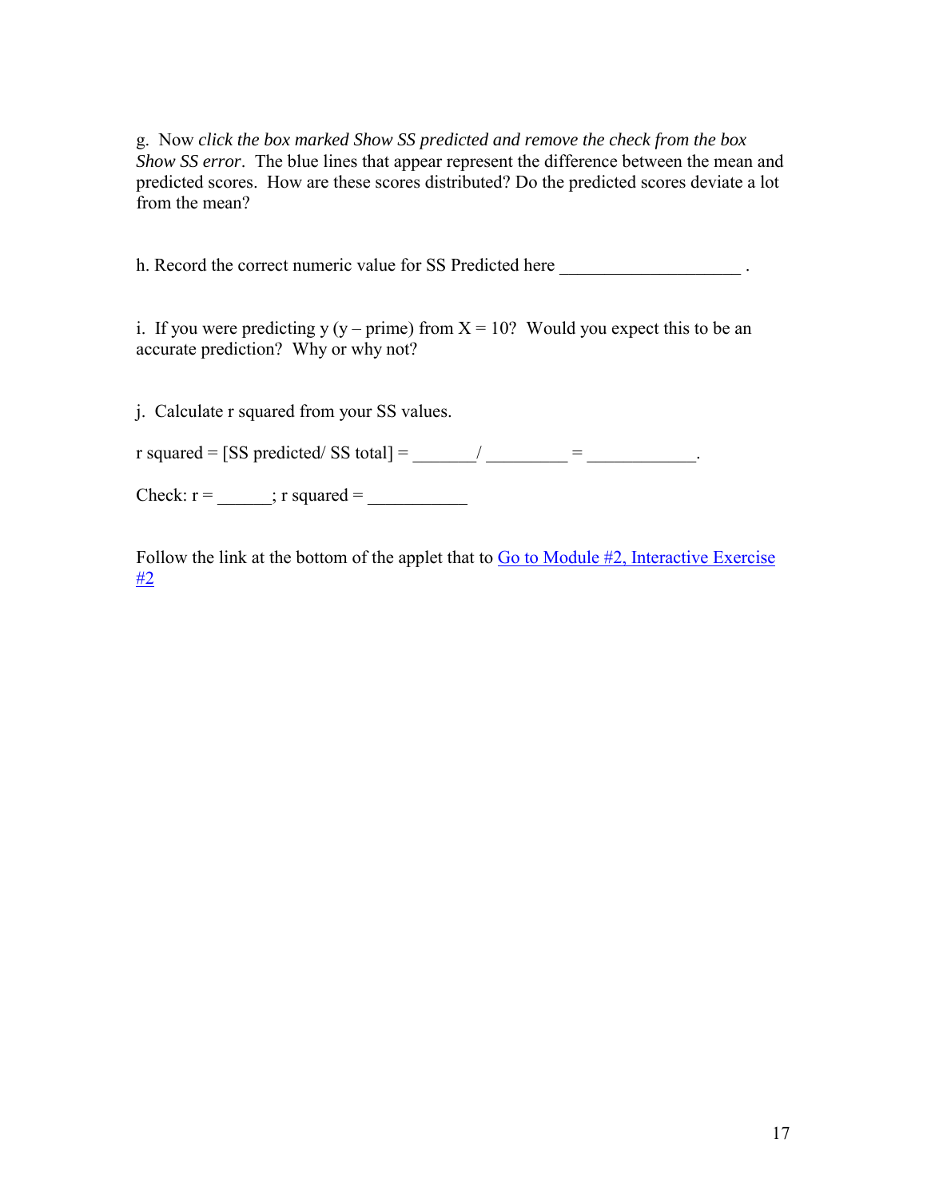g. Now *click the box marked Show SS predicted and remove the check from the box Show SS error*. The blue lines that appear represent the difference between the mean and predicted scores. How are these scores distributed? Do the predicted scores deviate a lot from the mean?

h. Record the correct numeric value for SS Predicted here ____________________ .

i. If you were predicting y (y – prime) from X = 10? Would you expect this to be an accurate prediction? Why or why not?

j. Calculate r squared from your SS values.

r squared = [SS predicted/ SS total] = _______/ _________ = ____________.

Check: r = ______; r squared = ___________

Follow the link at the bottom of the applet that to Go to Module #2, Interactive Exercise #2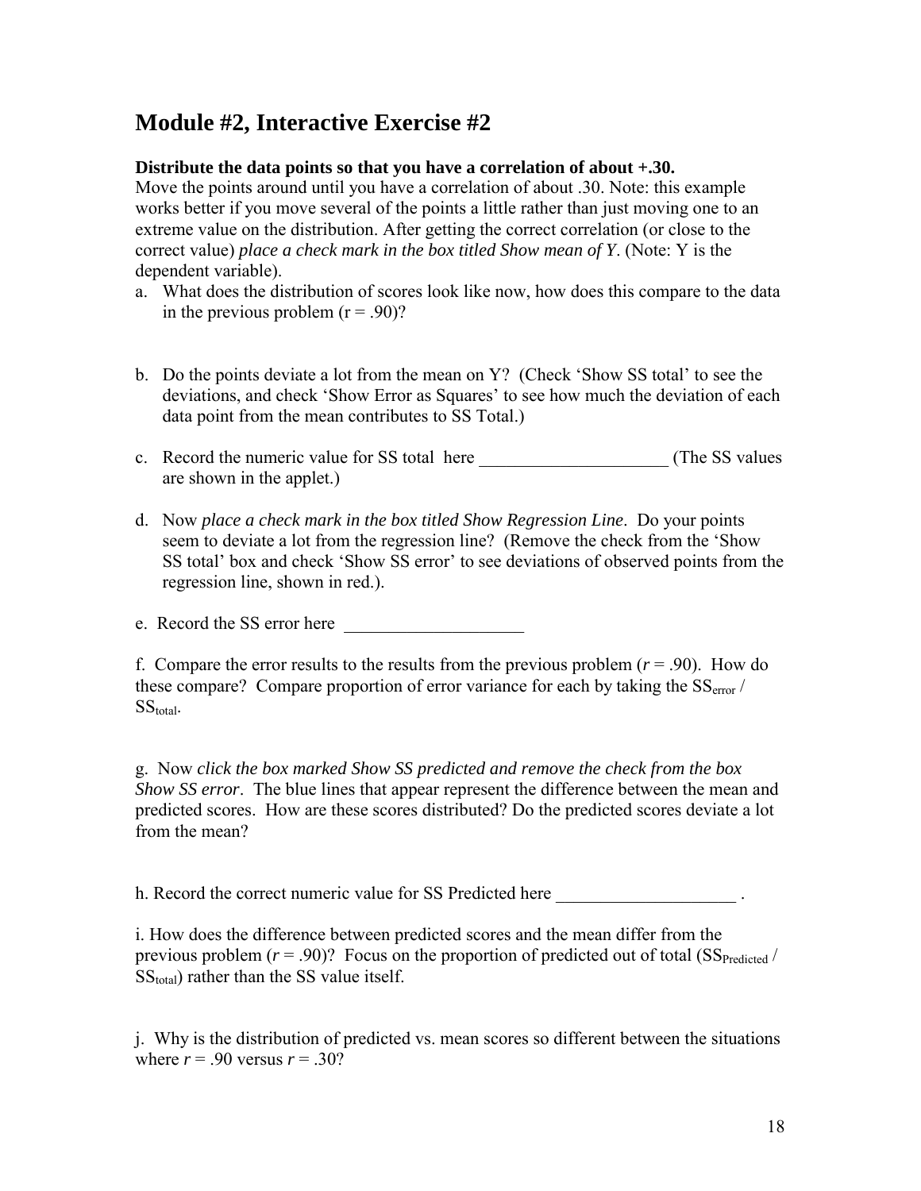# Module #2, Interactive Exercise #2

**Distribute the data points so that you have a correlation of about +.30.**
Move the points around until you have a correlation of about .30. Note: this example works better if you move several of the points a little rather than just moving one to an extreme value on the distribution. After getting the correct correlation (or close to the correct value) *place a check mark in the box titled Show mean of Y*. (Note: Y is the dependent variable).

a. What does the distribution of scores look like now, how does this compare to the data in the previous problem (r = .90)?

b. Do the points deviate a lot from the mean on Y? (Check 'Show SS total' to see the deviations, and check 'Show Error as Squares' to see how much the deviation of each data point from the mean contributes to SS Total.)

c. Record the numeric value for SS total here _____________________ (The SS values are shown in the applet.)

d. Now *place a check mark in the box titled Show Regression Line*. Do your points seem to deviate a lot from the regression line? (Remove the check from the 'Show SS total' box and check 'Show SS error' to see deviations of observed points from the regression line, shown in red.).

e. Record the SS error here ____________________

f. Compare the error results to the results from the previous problem (*r* = .90). How do these compare? Compare proportion of error variance for each by taking the $SS_{error}$ / $SS_{total}$.

g. Now *click the box marked Show SS predicted and remove the check from the box Show SS error*. The blue lines that appear represent the difference between the mean and predicted scores. How are these scores distributed? Do the predicted scores deviate a lot from the mean?

h. Record the correct numeric value for SS Predicted here ____________________ .

i. How does the difference between predicted scores and the mean differ from the previous problem (*r* = .90)? Focus on the proportion of predicted out of total ($SS_{Predicted}$ / $SS_{total}$) rather than the SS value itself.

j. Why is the distribution of predicted vs. mean scores so different between the situations where *r* = .90 versus *r* = .30?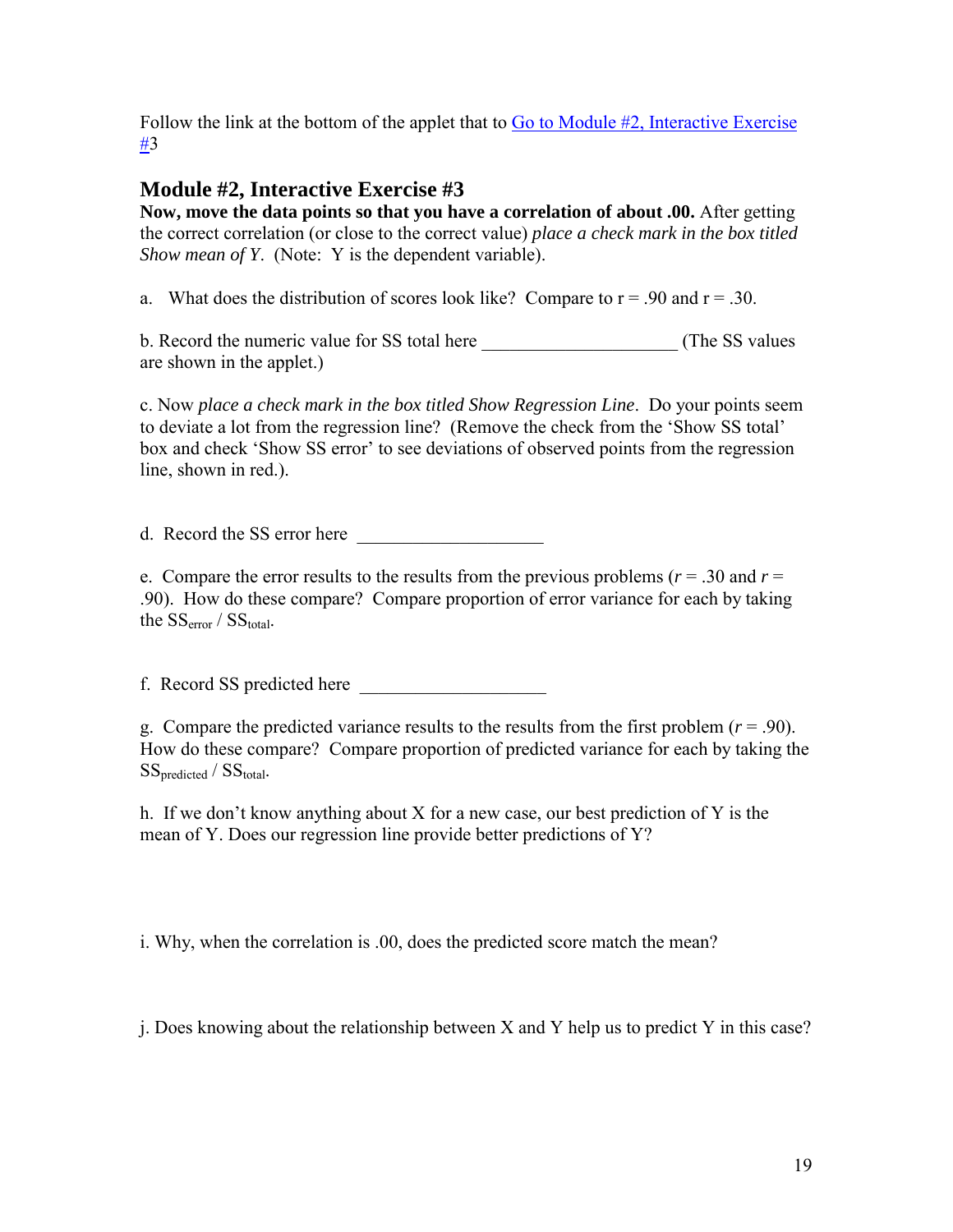Follow the link at the bottom of the applet that to [Go to Module #2, Interactive Exercise #3](#)

## Module #2, Interactive Exercise #3

**Now, move the data points so that you have a correlation of about .00.** After getting the correct correlation (or close to the correct value) *place a check mark in the box titled Show mean of Y*. (Note: Y is the dependent variable).

a. What does the distribution of scores look like? Compare to r = .90 and r = .30.

b. Record the numeric value for SS total here ____________________ (The SS values are shown in the applet.)

c. Now *place a check mark in the box titled Show Regression Line*. Do your points seem to deviate a lot from the regression line? (Remove the check from the 'Show SS total' box and check 'Show SS error' to see deviations of observed points from the regression line, shown in red.).

d. Record the SS error here ____________________

e. Compare the error results to the results from the previous problems (*r* = .30 and *r* = .90). How do these compare? Compare proportion of error variance for each by taking the $SS_{error}$ / $SS_{total}$.

f. Record SS predicted here ____________________

g. Compare the predicted variance results to the results from the first problem (*r* = .90). How do these compare? Compare proportion of predicted variance for each by taking the $SS_{predicted}$ / $SS_{total}$.

h. If we don't know anything about X for a new case, our best prediction of Y is the mean of Y. Does our regression line provide better predictions of Y?

i. Why, when the correlation is .00, does the predicted score match the mean?

j. Does knowing about the relationship between X and Y help us to predict Y in this case?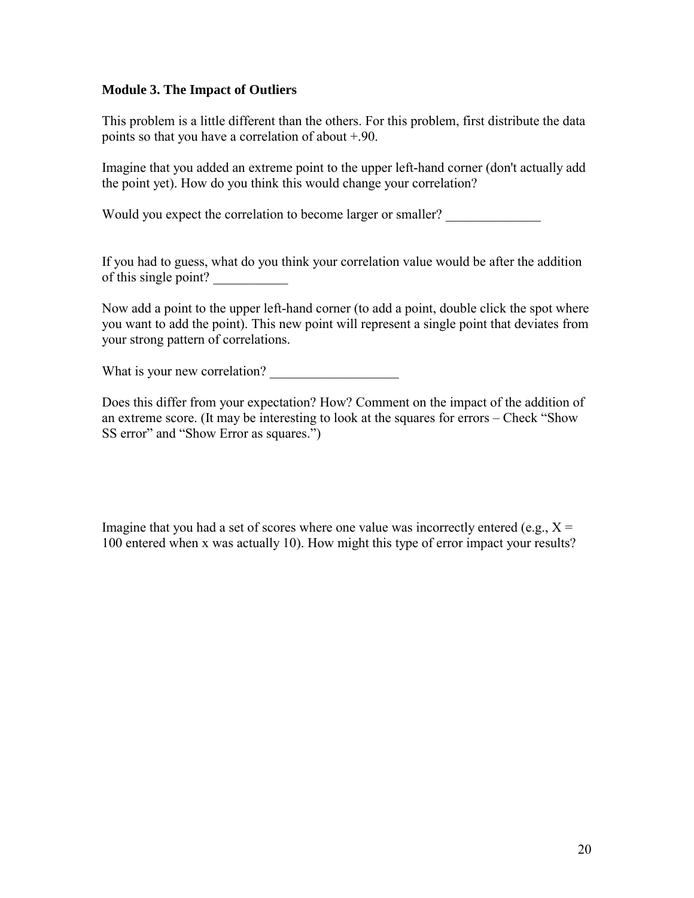**Module 3. The Impact of Outliers**

This problem is a little different than the others. For this problem, first distribute the data points so that you have a correlation of about +.90.

Imagine that you added an extreme point to the upper left-hand corner (don't actually add the point yet). How do you think this would change your correlation?

Would you expect the correlation to become larger or smaller? ______________

If you had to guess, what do you think your correlation value would be after the addition of this single point? ___________

Now add a point to the upper left-hand corner (to add a point, double click the spot where you want to add the point). This new point will represent a single point that deviates from your strong pattern of correlations.

What is your new correlation? ___________________

Does this differ from your expectation? How? Comment on the impact of the addition of an extreme score. (It may be interesting to look at the squares for errors – Check "Show SS error" and "Show Error as squares.")

Imagine that you had a set of scores where one value was incorrectly entered (e.g., $X = 100$ entered when x was actually 10). How might this type of error impact your results?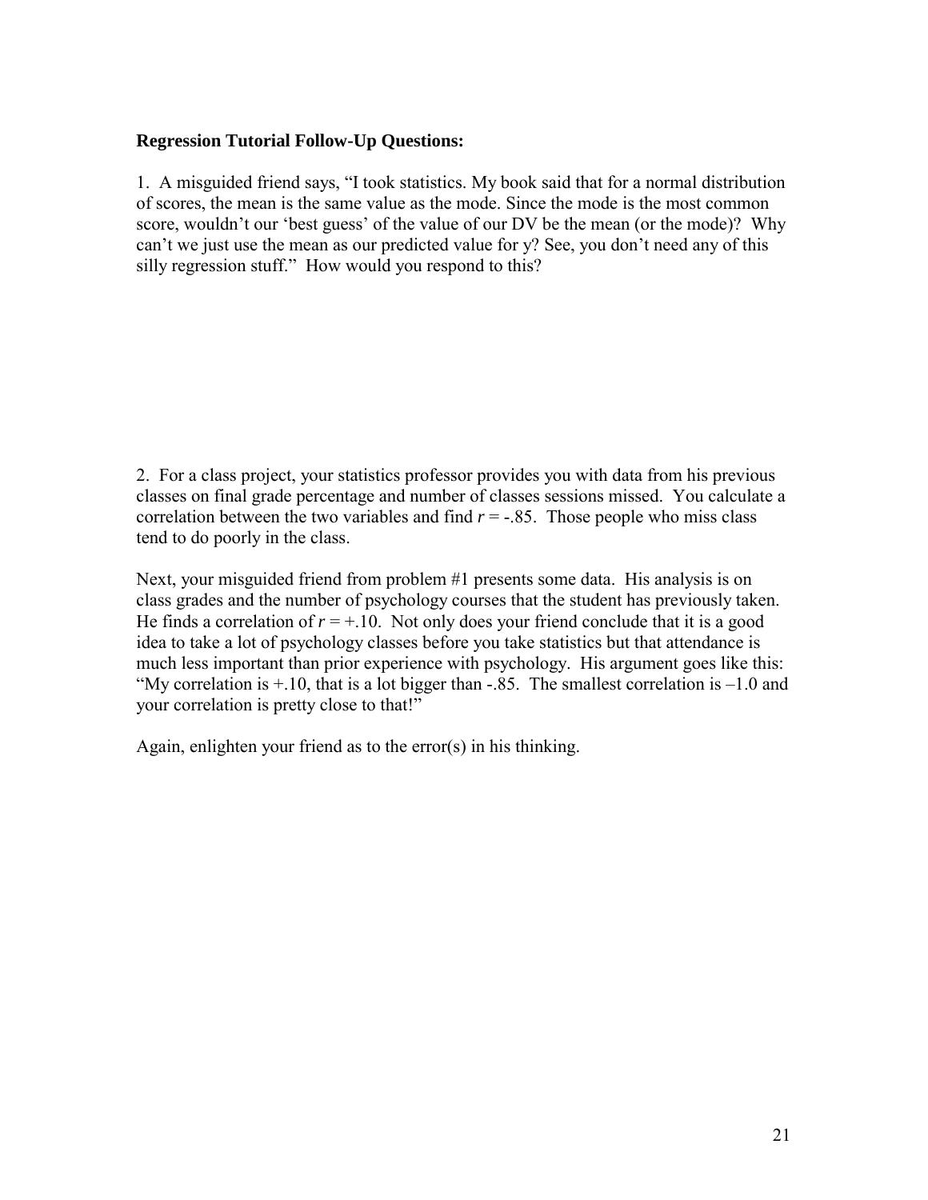**Regression Tutorial Follow-Up Questions:**

1. A misguided friend says, “I took statistics. My book said that for a normal distribution of scores, the mean is the same value as the mode. Since the mode is the most common score, wouldn’t our ‘best guess’ of the value of our DV be the mean (or the mode)? Why can’t we just use the mean as our predicted value for y? See, you don’t need any of this silly regression stuff.” How would you respond to this?

2. For a class project, your statistics professor provides you with data from his previous classes on final grade percentage and number of classes sessions missed. You calculate a correlation between the two variables and find $r = -.85$. Those people who miss class tend to do poorly in the class.

Next, your misguided friend from problem #1 presents some data. His analysis is on class grades and the number of psychology courses that the student has previously taken. He finds a correlation of $r = +.10$. Not only does your friend conclude that it is a good idea to take a lot of psychology classes before you take statistics but that attendance is much less important than prior experience with psychology. His argument goes like this: “My correlation is +.10, that is a lot bigger than -.85. The smallest correlation is –1.0 and your correlation is pretty close to that!”

Again, enlighten your friend as to the error(s) in his thinking.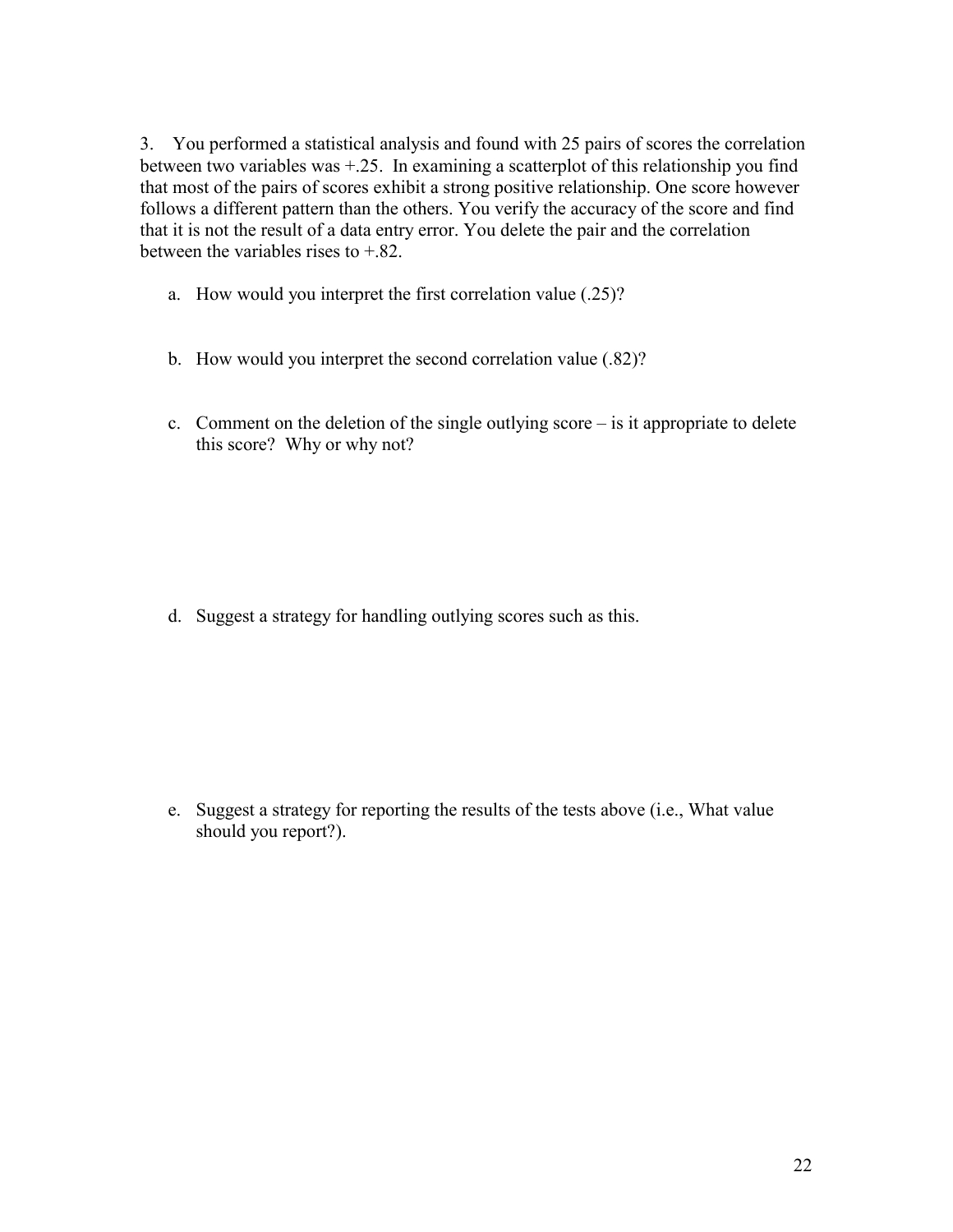3. You performed a statistical analysis and found with 25 pairs of scores the correlation between two variables was +.25. In examining a scatterplot of this relationship you find that most of the pairs of scores exhibit a strong positive relationship. One score however follows a different pattern than the others. You verify the accuracy of the score and find that it is not the result of a data entry error. You delete the pair and the correlation between the variables rises to +.82.

a. How would you interpret the first correlation value (.25)?

b. How would you interpret the second correlation value (.82)?

c. Comment on the deletion of the single outlying score – is it appropriate to delete this score? Why or why not?

d. Suggest a strategy for handling outlying scores such as this.

e. Suggest a strategy for reporting the results of the tests above (i.e., What value should you report?).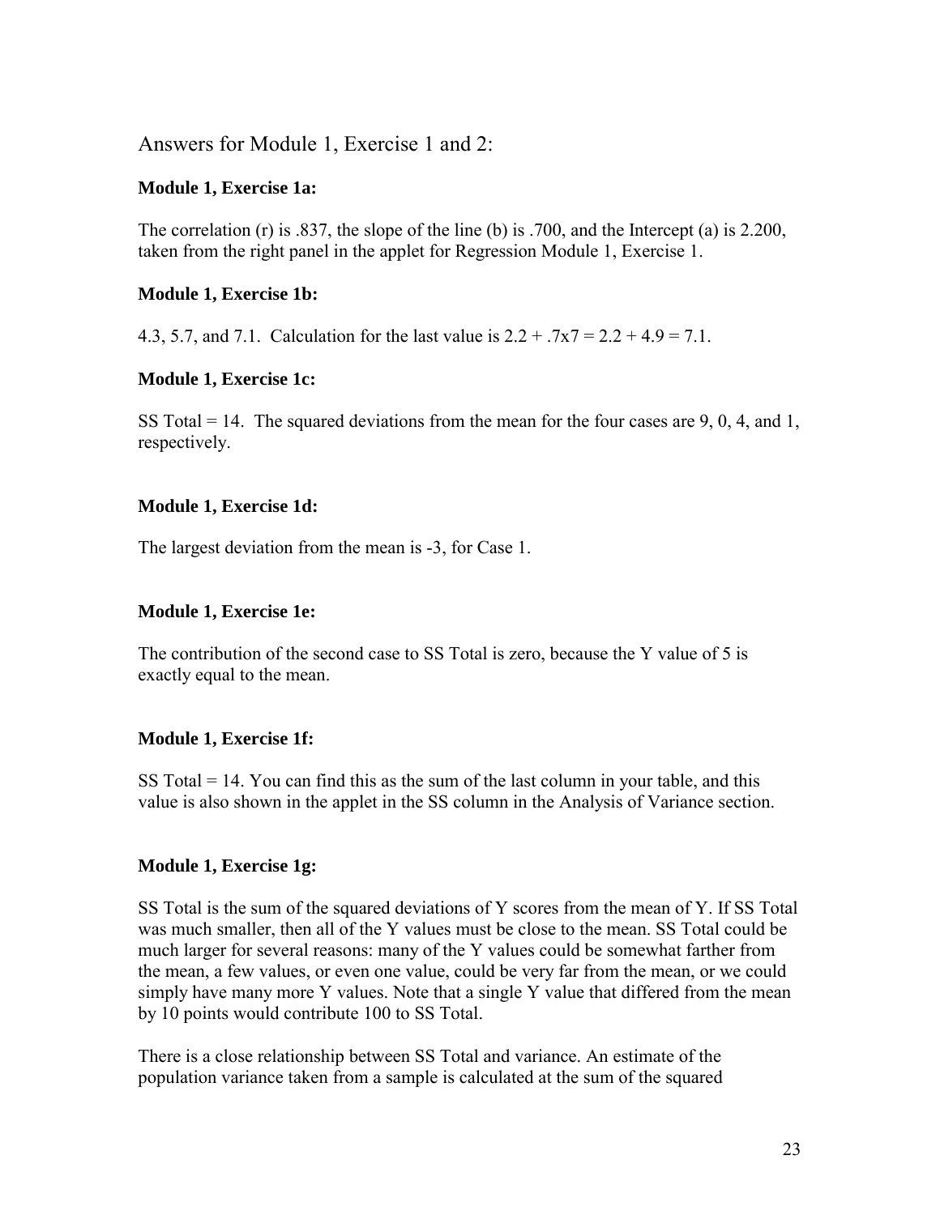## Answers for Module 1, Exercise 1 and 2:

**Module 1, Exercise 1a:**

The correlation (r) is .837, the slope of the line (b) is .700, and the Intercept (a) is 2.200, taken from the right panel in the applet for Regression Module 1, Exercise 1.

**Module 1, Exercise 1b:**

4.3, 5.7, and 7.1. Calculation for the last value is $2.2 + .7x7 = 2.2 + 4.9 = 7.1$.

**Module 1, Exercise 1c:**

SS Total = 14. The squared deviations from the mean for the four cases are 9, 0, 4, and 1, respectively.

**Module 1, Exercise 1d:**

The largest deviation from the mean is -3, for Case 1.

**Module 1, Exercise 1e:**

The contribution of the second case to SS Total is zero, because the Y value of 5 is exactly equal to the mean.

**Module 1, Exercise 1f:**

SS Total = 14. You can find this as the sum of the last column in your table, and this value is also shown in the applet in the SS column in the Analysis of Variance section.

**Module 1, Exercise 1g:**

SS Total is the sum of the squared deviations of Y scores from the mean of Y. If SS Total was much smaller, then all of the Y values must be close to the mean. SS Total could be much larger for several reasons: many of the Y values could be somewhat farther from the mean, a few values, or even one value, could be very far from the mean, or we could simply have many more Y values. Note that a single Y value that differed from the mean by 10 points would contribute 100 to SS Total.

There is a close relationship between SS Total and variance. An estimate of the population variance taken from a sample is calculated at the sum of the squared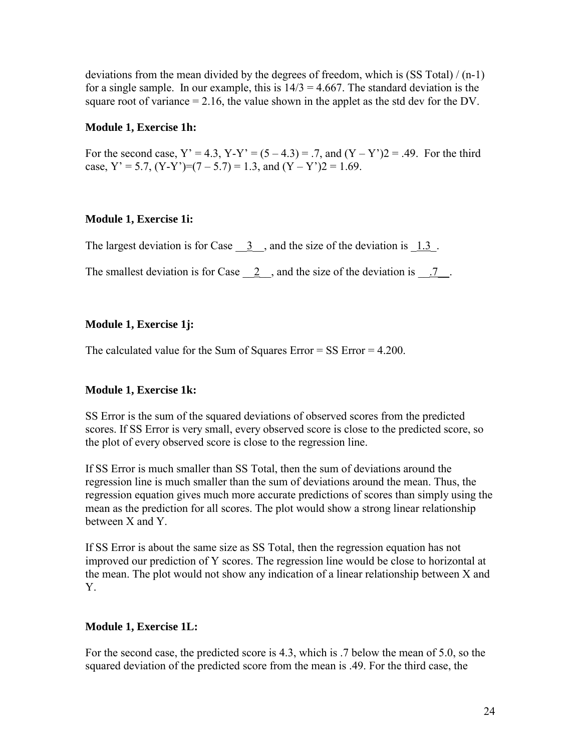deviations from the mean divided by the degrees of freedom, which is (SS Total) / (n-1) for a single sample. In our example, this is $14/3 = 4.667$. The standard deviation is the square root of variance = 2.16, the value shown in the applet as the std dev for the DV.

**Module 1, Exercise 1h:**

For the second case, $Y' = 4.3$, $Y-Y' = (5 – 4.3) = .7$, and $(Y – Y')2 = .49$. For the third case, $Y' = 5.7$, $(Y-Y')=(7 – 5.7) = 1.3$, and $(Y – Y')2 = 1.69$.

**Module 1, Exercise 1i:**

The largest deviation is for Case __3__, and the size of the deviation is _1.3_.

The smallest deviation is for Case __2__, and the size of the deviation is __.7__.

**Module 1, Exercise 1j:**

The calculated value for the Sum of Squares Error = SS Error = 4.200.

**Module 1, Exercise 1k:**

SS Error is the sum of the squared deviations of observed scores from the predicted scores. If SS Error is very small, every observed score is close to the predicted score, so the plot of every observed score is close to the regression line.

If SS Error is much smaller than SS Total, then the sum of deviations around the regression line is much smaller than the sum of deviations around the mean. Thus, the regression equation gives much more accurate predictions of scores than simply using the mean as the prediction for all scores. The plot would show a strong linear relationship between X and Y.

If SS Error is about the same size as SS Total, then the regression equation has not improved our prediction of Y scores. The regression line would be close to horizontal at the mean. The plot would not show any indication of a linear relationship between X and Y.

**Module 1, Exercise 1L:**

For the second case, the predicted score is 4.3, which is .7 below the mean of 5.0, so the squared deviation of the predicted score from the mean is .49. For the third case, the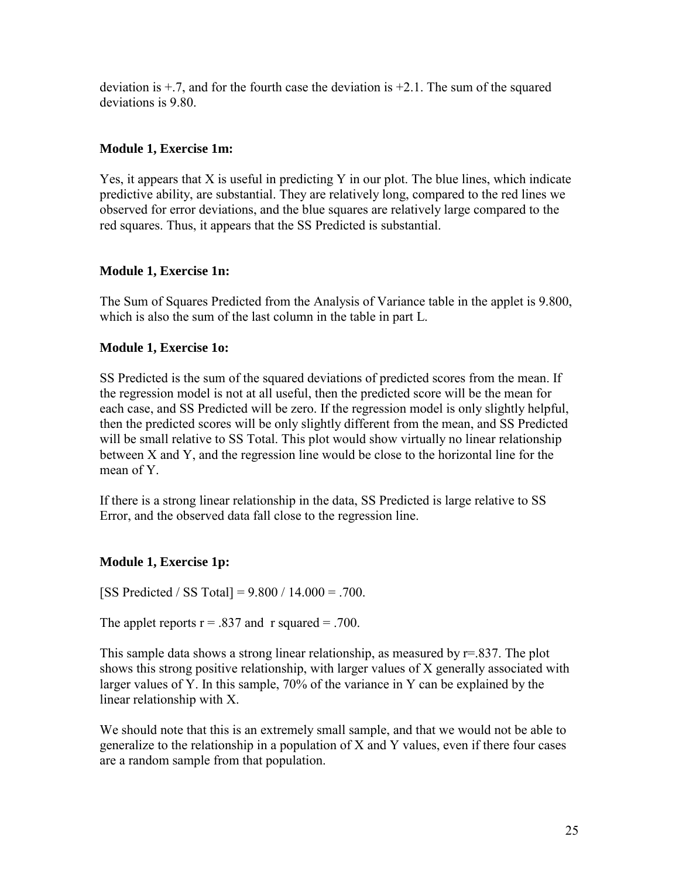deviation is +.7, and for the fourth case the deviation is +2.1. The sum of the squared deviations is 9.80.

**Module 1, Exercise 1m:**

Yes, it appears that X is useful in predicting Y in our plot. The blue lines, which indicate predictive ability, are substantial. They are relatively long, compared to the red lines we observed for error deviations, and the blue squares are relatively large compared to the red squares. Thus, it appears that the SS Predicted is substantial.

**Module 1, Exercise 1n:**

The Sum of Squares Predicted from the Analysis of Variance table in the applet is 9.800, which is also the sum of the last column in the table in part L.

**Module 1, Exercise 1o:**

SS Predicted is the sum of the squared deviations of predicted scores from the mean. If the regression model is not at all useful, then the predicted score will be the mean for each case, and SS Predicted will be zero. If the regression model is only slightly helpful, then the predicted scores will be only slightly different from the mean, and SS Predicted will be small relative to SS Total. This plot would show virtually no linear relationship between X and Y, and the regression line would be close to the horizontal line for the mean of Y.

If there is a strong linear relationship in the data, SS Predicted is large relative to SS Error, and the observed data fall close to the regression line.

**Module 1, Exercise 1p:**

[SS Predicted / SS Total] = 9.800 / 14.000 = .700.

The applet reports $r = .837$ and r squared = .700.

This sample data shows a strong linear relationship, as measured by $r=.837$. The plot shows this strong positive relationship, with larger values of X generally associated with larger values of Y. In this sample, 70% of the variance in Y can be explained by the linear relationship with X.

We should note that this is an extremely small sample, and that we would not be able to generalize to the relationship in a population of X and Y values, even if there four cases are a random sample from that population.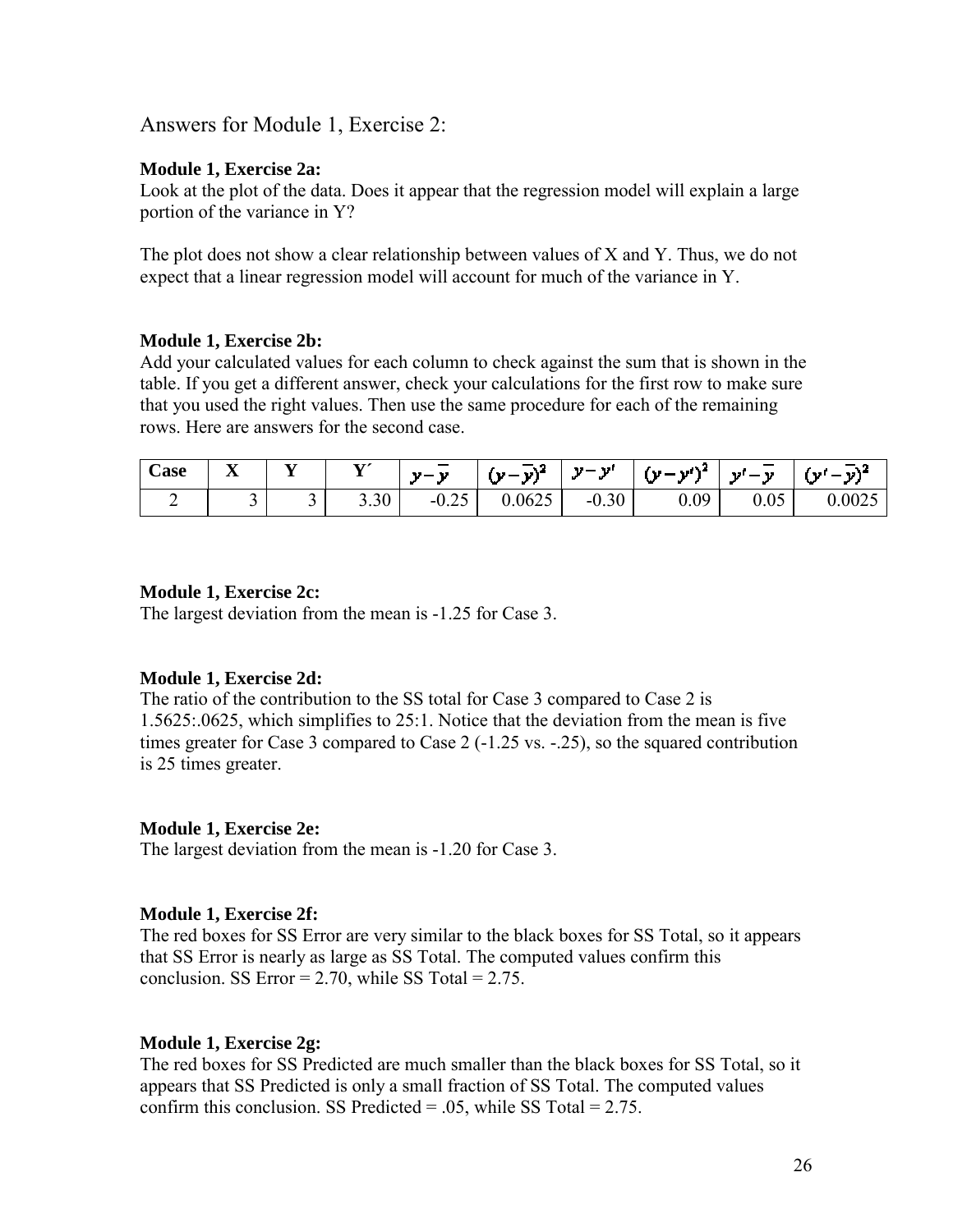# Answers for Module 1, Exercise 2:

**Module 1, Exercise 2a:**
Look at the plot of the data. Does it appear that the regression model will explain a large portion of the variance in Y?

The plot does not show a clear relationship between values of X and Y. Thus, we do not expect that a linear regression model will account for much of the variance in Y.

**Module 1, Exercise 2b:**
Add your calculated values for each column to check against the sum that is shown in the table. If you get a different answer, check your calculations for the first row to make sure that you used the right values. Then use the same procedure for each of the remaining rows. Here are answers for the second case.

| Case | X | Y | Y´ | $y-\bar{y}$ | $(y-\bar{y})^2$ | $y-y'$ | $(y-y')^2$ | $y'-\bar{y}$ | $(y'-\bar{y})^2$ |
|---|---|---|---|---|---|---|---|---|---|
| 2 | 3 | 3 | 3.30 | -0.25 | 0.0625 | -0.30 | 0.09 | 0.05 | 0.0025 |

**Module 1, Exercise 2c:**
The largest deviation from the mean is -1.25 for Case 3.

**Module 1, Exercise 2d:**
The ratio of the contribution to the SS total for Case 3 compared to Case 2 is 1.5625:.0625, which simplifies to 25:1. Notice that the deviation from the mean is five times greater for Case 3 compared to Case 2 (-1.25 vs. -.25), so the squared contribution is 25 times greater.

**Module 1, Exercise 2e:**
The largest deviation from the mean is -1.20 for Case 3.

**Module 1, Exercise 2f:**
The red boxes for SS Error are very similar to the black boxes for SS Total, so it appears that SS Error is nearly as large as SS Total. The computed values confirm this conclusion. SS Error = 2.70, while SS Total = 2.75.

**Module 1, Exercise 2g:**
The red boxes for SS Predicted are much smaller than the black boxes for SS Total, so it appears that SS Predicted is only a small fraction of SS Total. The computed values confirm this conclusion. SS Predicted = .05, while SS Total = 2.75.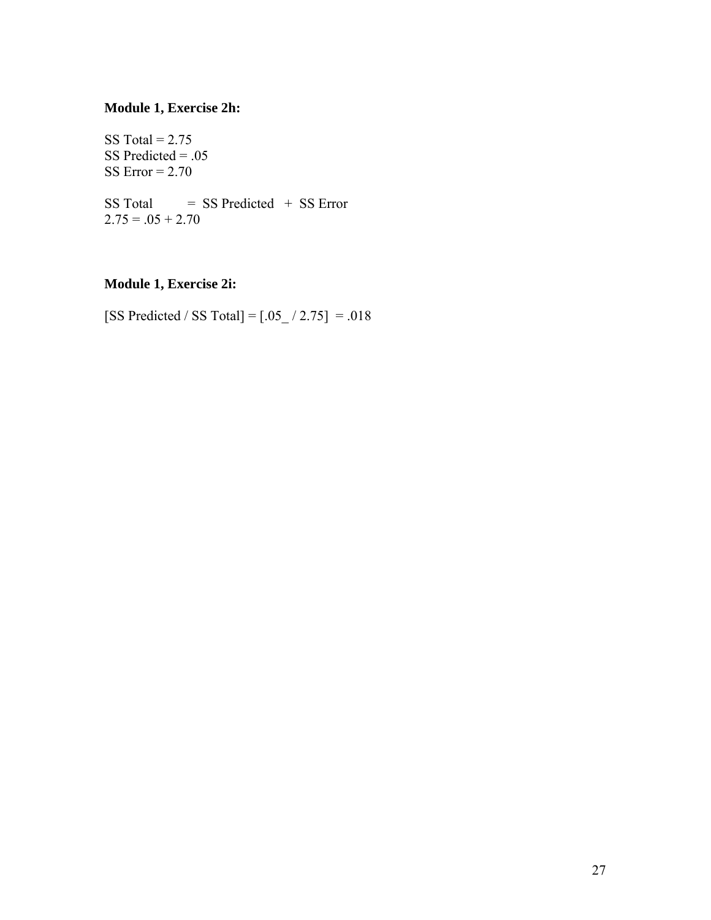**Module 1, Exercise 2h:**

SS Total = 2.75
SS Predicted = .05
SS Error = 2.70

SS Total = SS Predicted + SS Error
2.75 = .05 + 2.70

**Module 1, Exercise 2i:**

[SS Predicted / SS Total] = [.05_ / 2.75] = .018